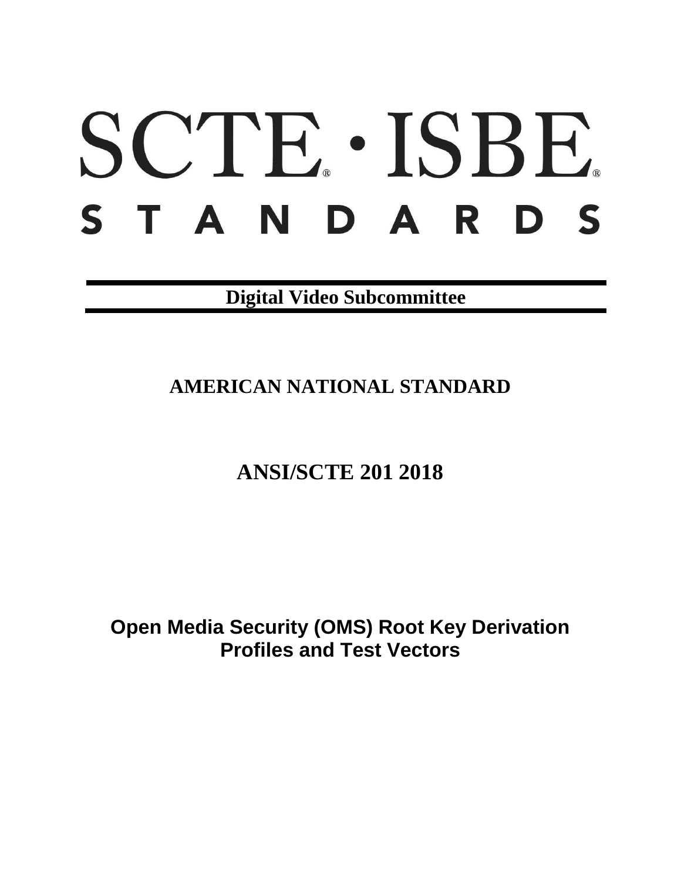# SCTE · ISBE

# STANDARDS

**Digital Video Subcommittee**

## AMERICAN NATIONAL STANDARD

## ANSI/SCTE 201 2018

# Open Media Security (OMS) Root Key Derivation Profiles and Test Vectors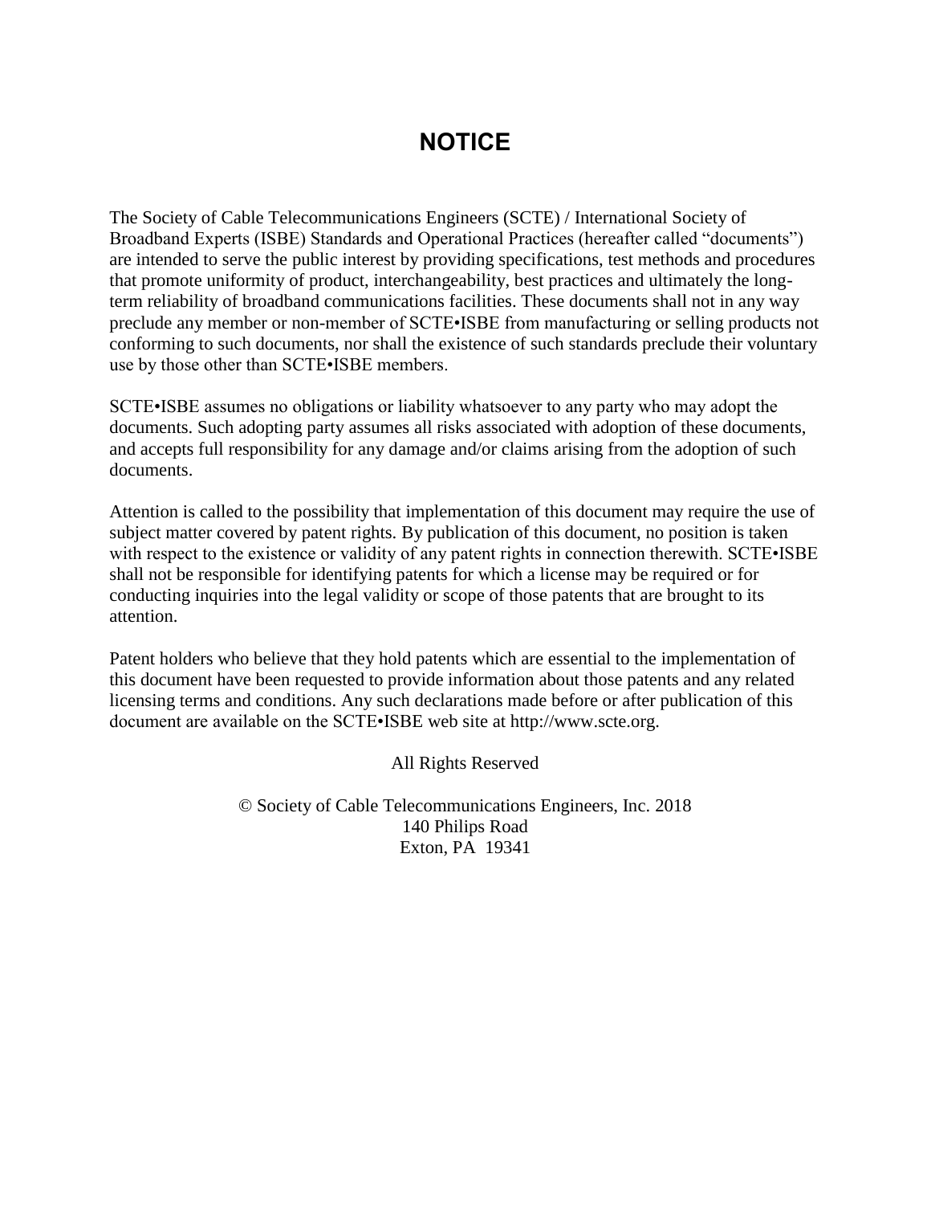# NOTICE

The Society of Cable Telecommunications Engineers (SCTE) / International Society of Broadband Experts (ISBE) Standards and Operational Practices (hereafter called "documents") are intended to serve the public interest by providing specifications, test methods and procedures that promote uniformity of product, interchangeability, best practices and ultimately the long-term reliability of broadband communications facilities. These documents shall not in any way preclude any member or non-member of SCTE•ISBE from manufacturing or selling products not conforming to such documents, nor shall the existence of such standards preclude their voluntary use by those other than SCTE•ISBE members.

SCTE•ISBE assumes no obligations or liability whatsoever to any party who may adopt the documents. Such adopting party assumes all risks associated with adoption of these documents, and accepts full responsibility for any damage and/or claims arising from the adoption of such documents.

Attention is called to the possibility that implementation of this document may require the use of subject matter covered by patent rights. By publication of this document, no position is taken with respect to the existence or validity of any patent rights in connection therewith. SCTE•ISBE shall not be responsible for identifying patents for which a license may be required or for conducting inquiries into the legal validity or scope of those patents that are brought to its attention.

Patent holders who believe that they hold patents which are essential to the implementation of this document have been requested to provide information about those patents and any related licensing terms and conditions. Any such declarations made before or after publication of this document are available on the SCTE•ISBE web site at http://www.scte.org.

All Rights Reserved

© Society of Cable Telecommunications Engineers, Inc. 2018
140 Philips Road
Exton, PA 19341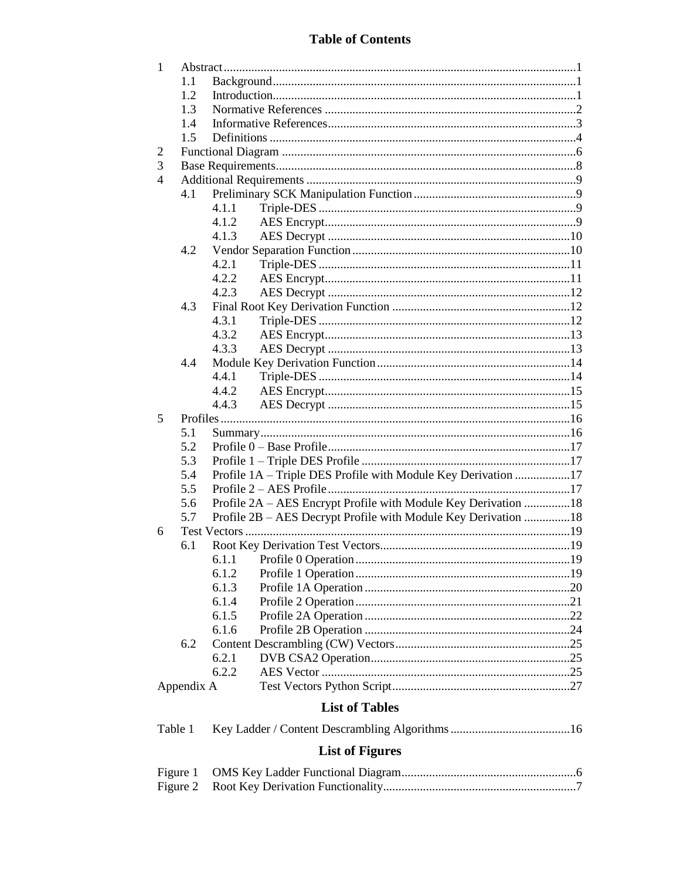# Table of Contents

- 1 Abstract ..... 1
  - 1.1 Background ..... 1
  - 1.2 Introduction ..... 1
  - 1.3 Normative References ..... 2
  - 1.4 Informative References ..... 3
  - 1.5 Definitions ..... 4
- 2 Functional Diagram ..... 6
- 3 Base Requirements ..... 8
- 4 Additional Requirements ..... 9
  - 4.1 Preliminary SCK Manipulation Function ..... 9
    - 4.1.1 Triple-DES ..... 9
    - 4.1.2 AES Encrypt ..... 9
    - 4.1.3 AES Decrypt ..... 10
  - 4.2 Vendor Separation Function ..... 10
    - 4.2.1 Triple-DES ..... 11
    - 4.2.2 AES Encrypt ..... 11
    - 4.2.3 AES Decrypt ..... 12
  - 4.3 Final Root Key Derivation Function ..... 12
    - 4.3.1 Triple-DES ..... 12
    - 4.3.2 AES Encrypt ..... 13
    - 4.3.3 AES Decrypt ..... 13
  - 4.4 Module Key Derivation Function ..... 14
    - 4.4.1 Triple-DES ..... 14
    - 4.4.2 AES Encrypt ..... 15
    - 4.4.3 AES Decrypt ..... 15
- 5 Profiles ..... 16
  - 5.1 Summary ..... 16
  - 5.2 Profile 0 – Base Profile ..... 17
  - 5.3 Profile 1 – Triple DES Profile ..... 17
  - 5.4 Profile 1A – Triple DES Profile with Module Key Derivation ..... 17
  - 5.5 Profile 2 – AES Profile ..... 17
  - 5.6 Profile 2A – AES Encrypt Profile with Module Key Derivation ..... 18
  - 5.7 Profile 2B – AES Decrypt Profile with Module Key Derivation ..... 18
- 6 Test Vectors ..... 19
  - 6.1 Root Key Derivation Test Vectors ..... 19
    - 6.1.1 Profile 0 Operation ..... 19
    - 6.1.2 Profile 1 Operation ..... 19
    - 6.1.3 Profile 1A Operation ..... 20
    - 6.1.4 Profile 2 Operation ..... 21
    - 6.1.5 Profile 2A Operation ..... 22
    - 6.1.6 Profile 2B Operation ..... 24
  - 6.2 Content Descrambling (CW) Vectors ..... 25
    - 6.2.1 DVB CSA2 Operation ..... 25
    - 6.2.2 AES Vector ..... 25
- Appendix A Test Vectors Python Script ..... 27

## List of Tables

- Table 1 Key Ladder / Content Descrambling Algorithms ..... 16

## List of Figures

- Figure 1 OMS Key Ladder Functional Diagram ..... 6
- Figure 2 Root Key Derivation Functionality ..... 7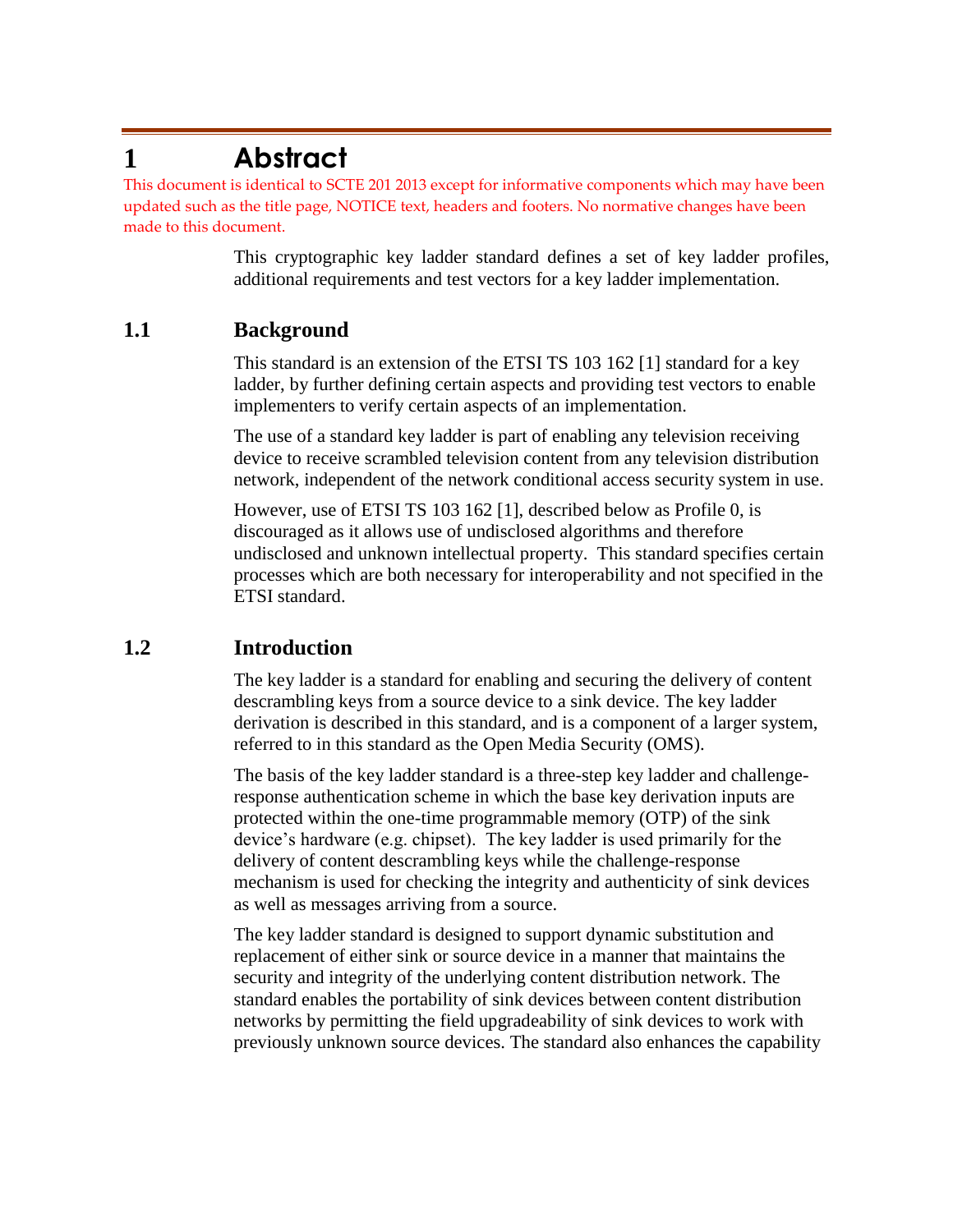# 1 Abstract

This document is identical to SCTE 201 2013 except for informative components which may have been updated such as the title page, NOTICE text, headers and footers. No normative changes have been made to this document.

This cryptographic key ladder standard defines a set of key ladder profiles, additional requirements and test vectors for a key ladder implementation.

## 1.1 Background

This standard is an extension of the ETSI TS 103 162 [1] standard for a key ladder, by further defining certain aspects and providing test vectors to enable implementers to verify certain aspects of an implementation.

The use of a standard key ladder is part of enabling any television receiving device to receive scrambled television content from any television distribution network, independent of the network conditional access security system in use.

However, use of ETSI TS 103 162 [1], described below as Profile 0, is discouraged as it allows use of undisclosed algorithms and therefore undisclosed and unknown intellectual property. This standard specifies certain processes which are both necessary for interoperability and not specified in the ETSI standard.

## 1.2 Introduction

The key ladder is a standard for enabling and securing the delivery of content descrambling keys from a source device to a sink device. The key ladder derivation is described in this standard, and is a component of a larger system, referred to in this standard as the Open Media Security (OMS).

The basis of the key ladder standard is a three-step key ladder and challenge-response authentication scheme in which the base key derivation inputs are protected within the one-time programmable memory (OTP) of the sink device's hardware (e.g. chipset). The key ladder is used primarily for the delivery of content descrambling keys while the challenge-response mechanism is used for checking the integrity and authenticity of sink devices as well as messages arriving from a source.

The key ladder standard is designed to support dynamic substitution and replacement of either sink or source device in a manner that maintains the security and integrity of the underlying content distribution network. The standard enables the portability of sink devices between content distribution networks by permitting the field upgradeability of sink devices to work with previously unknown source devices. The standard also enhances the capability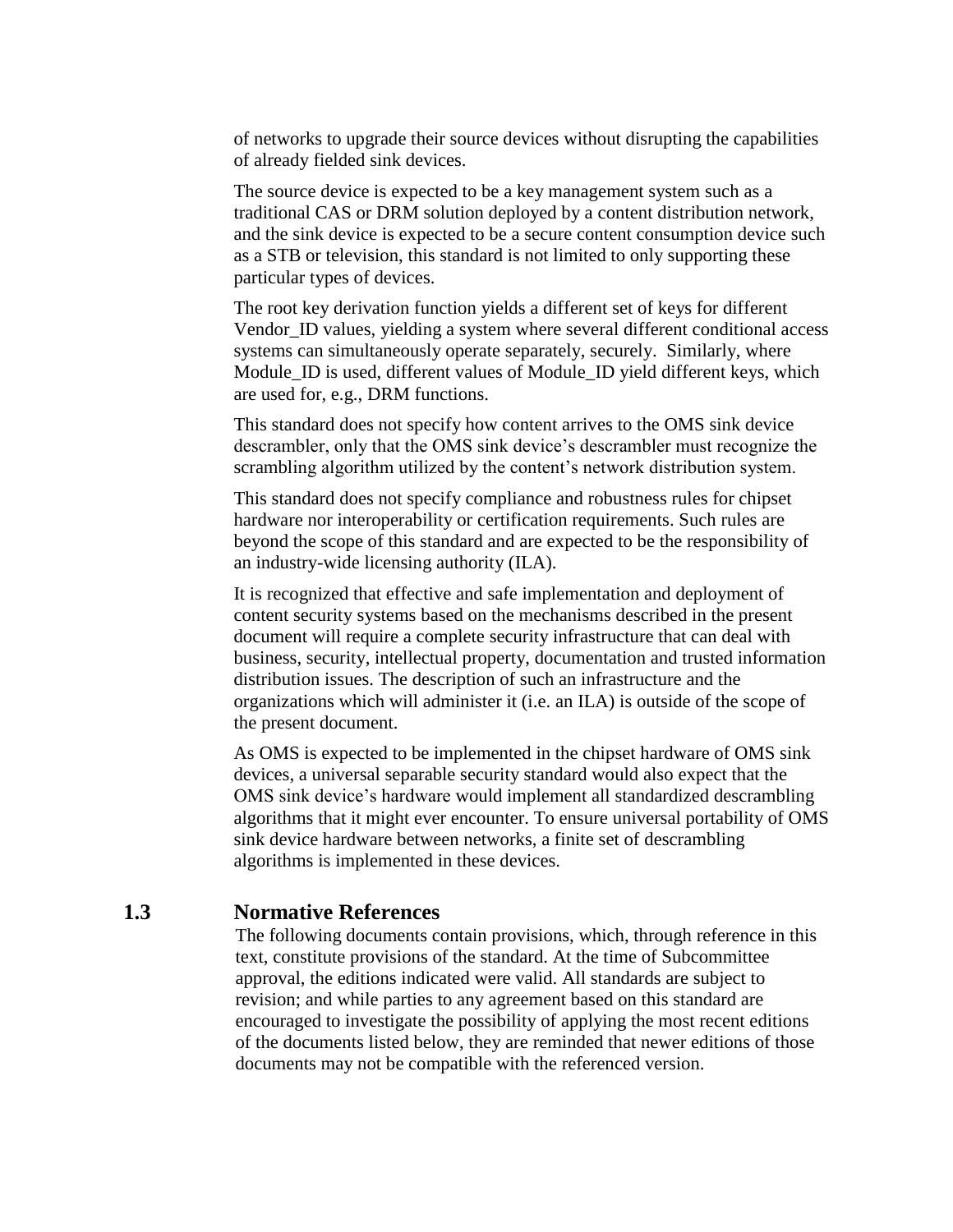of networks to upgrade their source devices without disrupting the capabilities of already fielded sink devices.

The source device is expected to be a key management system such as a traditional CAS or DRM solution deployed by a content distribution network, and the sink device is expected to be a secure content consumption device such as a STB or television, this standard is not limited to only supporting these particular types of devices.

The root key derivation function yields a different set of keys for different Vendor_ID values, yielding a system where several different conditional access systems can simultaneously operate separately, securely. Similarly, where Module_ID is used, different values of Module_ID yield different keys, which are used for, e.g., DRM functions.

This standard does not specify how content arrives to the OMS sink device descrambler, only that the OMS sink device's descrambler must recognize the scrambling algorithm utilized by the content's network distribution system.

This standard does not specify compliance and robustness rules for chipset hardware nor interoperability or certification requirements. Such rules are beyond the scope of this standard and are expected to be the responsibility of an industry-wide licensing authority (ILA).

It is recognized that effective and safe implementation and deployment of content security systems based on the mechanisms described in the present document will require a complete security infrastructure that can deal with business, security, intellectual property, documentation and trusted information distribution issues. The description of such an infrastructure and the organizations which will administer it (i.e. an ILA) is outside of the scope of the present document.

As OMS is expected to be implemented in the chipset hardware of OMS sink devices, a universal separable security standard would also expect that the OMS sink device's hardware would implement all standardized descrambling algorithms that it might ever encounter. To ensure universal portability of OMS sink device hardware between networks, a finite set of descrambling algorithms is implemented in these devices.

## 1.3 Normative References

The following documents contain provisions, which, through reference in this text, constitute provisions of the standard. At the time of Subcommittee approval, the editions indicated were valid. All standards are subject to revision; and while parties to any agreement based on this standard are encouraged to investigate the possibility of applying the most recent editions of the documents listed below, they are reminded that newer editions of those documents may not be compatible with the referenced version.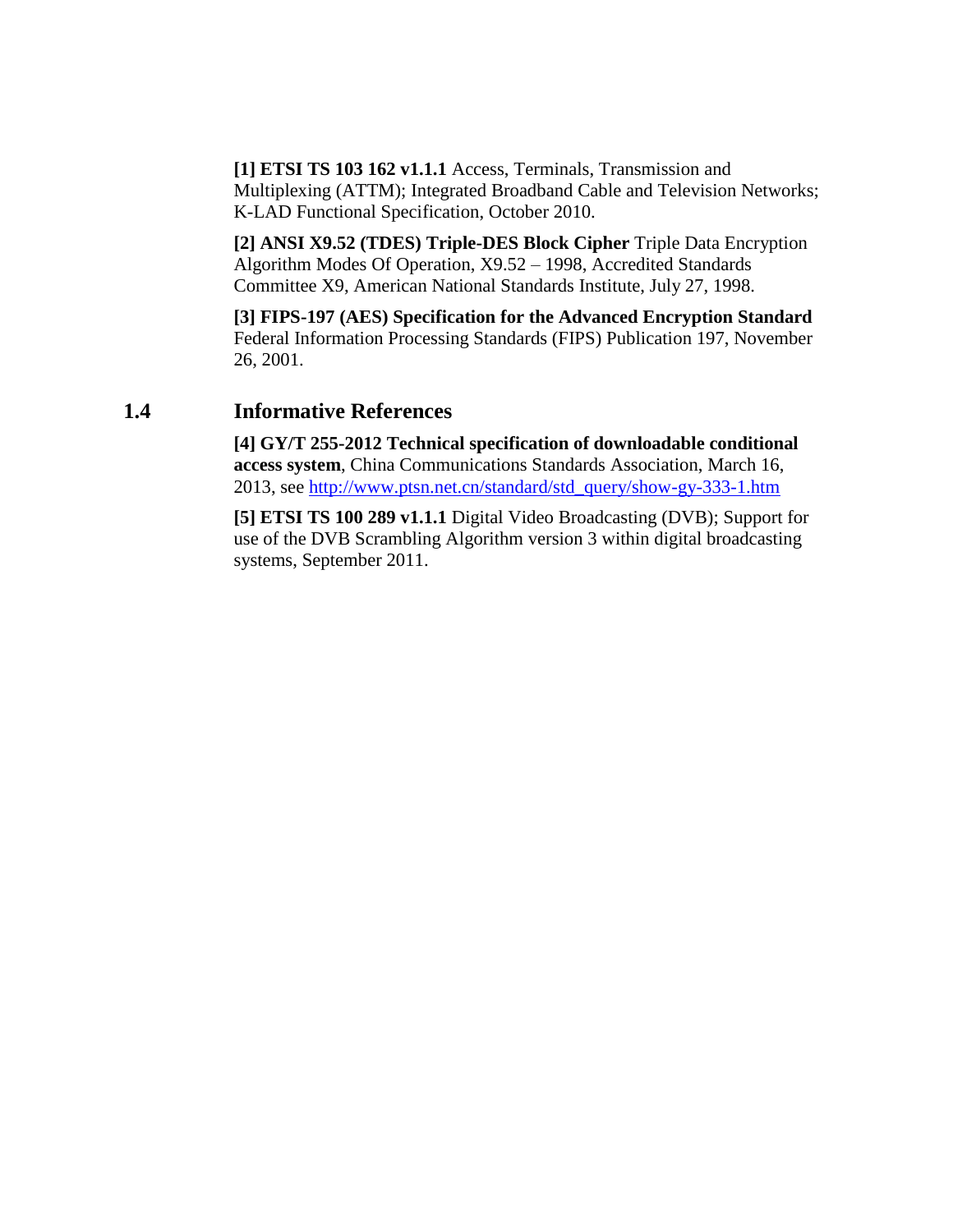**[1] ETSI TS 103 162 v1.1.1** Access, Terminals, Transmission and Multiplexing (ATTM); Integrated Broadband Cable and Television Networks; K-LAD Functional Specification, October 2010.

**[2] ANSI X9.52 (TDES) Triple-DES Block Cipher** Triple Data Encryption Algorithm Modes Of Operation, X9.52 – 1998, Accredited Standards Committee X9, American National Standards Institute, July 27, 1998.

**[3] FIPS-197 (AES) Specification for the Advanced Encryption Standard** Federal Information Processing Standards (FIPS) Publication 197, November 26, 2001.

## 1.4 Informative References

**[4] GY/T 255-2012 Technical specification of downloadable conditional access system**, China Communications Standards Association, March 16, 2013, see [http://www.ptsn.net.cn/standard/std_query/show-gy-333-1.htm](http://www.ptsn.net.cn/standard/std_query/show-gy-333-1.htm)

**[5] ETSI TS 100 289 v1.1.1** Digital Video Broadcasting (DVB); Support for use of the DVB Scrambling Algorithm version 3 within digital broadcasting systems, September 2011.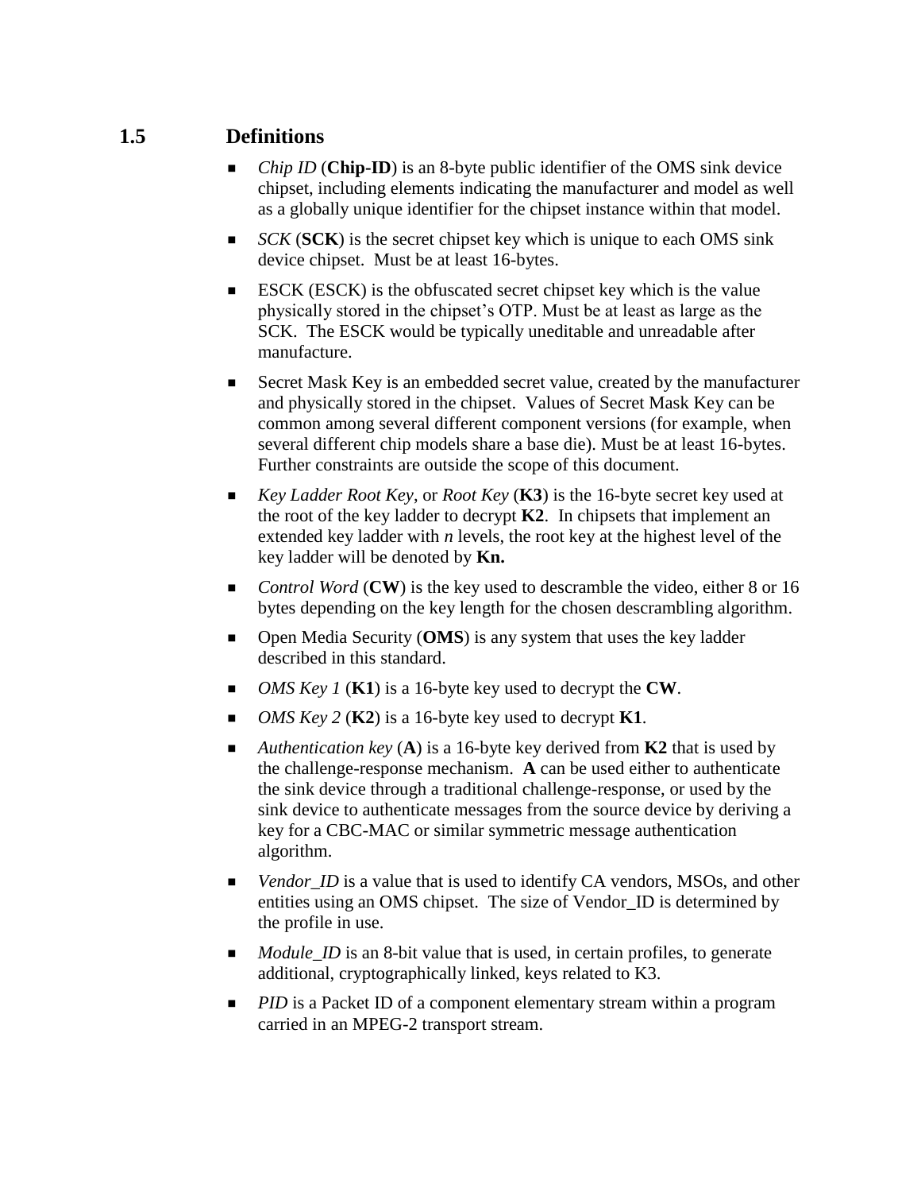## 1.5 Definitions

- *Chip ID* (**Chip-ID**) is an 8-byte public identifier of the OMS sink device chipset, including elements indicating the manufacturer and model as well as a globally unique identifier for the chipset instance within that model.
- *SCK* (**SCK**) is the secret chipset key which is unique to each OMS sink device chipset. Must be at least 16-bytes.
- ESCK (ESCK) is the obfuscated secret chipset key which is the value physically stored in the chipset's OTP. Must be at least as large as the SCK. The ESCK would be typically uneditable and unreadable after manufacture.
- Secret Mask Key is an embedded secret value, created by the manufacturer and physically stored in the chipset. Values of Secret Mask Key can be common among several different component versions (for example, when several different chip models share a base die). Must be at least 16-bytes. Further constraints are outside the scope of this document.
- *Key Ladder Root Key*, or *Root Key* (**K3**) is the 16-byte secret key used at the root of the key ladder to decrypt **K2**. In chipsets that implement an extended key ladder with *n* levels, the root key at the highest level of the key ladder will be denoted by **Kn.**
- *Control Word* (**CW**) is the key used to descramble the video, either 8 or 16 bytes depending on the key length for the chosen descrambling algorithm.
- Open Media Security (**OMS**) is any system that uses the key ladder described in this standard.
- *OMS Key 1* (**K1**) is a 16-byte key used to decrypt the **CW**.
- *OMS Key 2* (**K2**) is a 16-byte key used to decrypt **K1**.
- *Authentication key* (**A**) is a 16-byte key derived from **K2** that is used by the challenge-response mechanism. **A** can be used either to authenticate the sink device through a traditional challenge-response, or used by the sink device to authenticate messages from the source device by deriving a key for a CBC-MAC or similar symmetric message authentication algorithm.
- *Vendor_ID* is a value that is used to identify CA vendors, MSOs, and other entities using an OMS chipset. The size of Vendor_ID is determined by the profile in use.
- *Module_ID* is an 8-bit value that is used, in certain profiles, to generate additional, cryptographically linked, keys related to K3.
- *PID* is a Packet ID of a component elementary stream within a program carried in an MPEG-2 transport stream.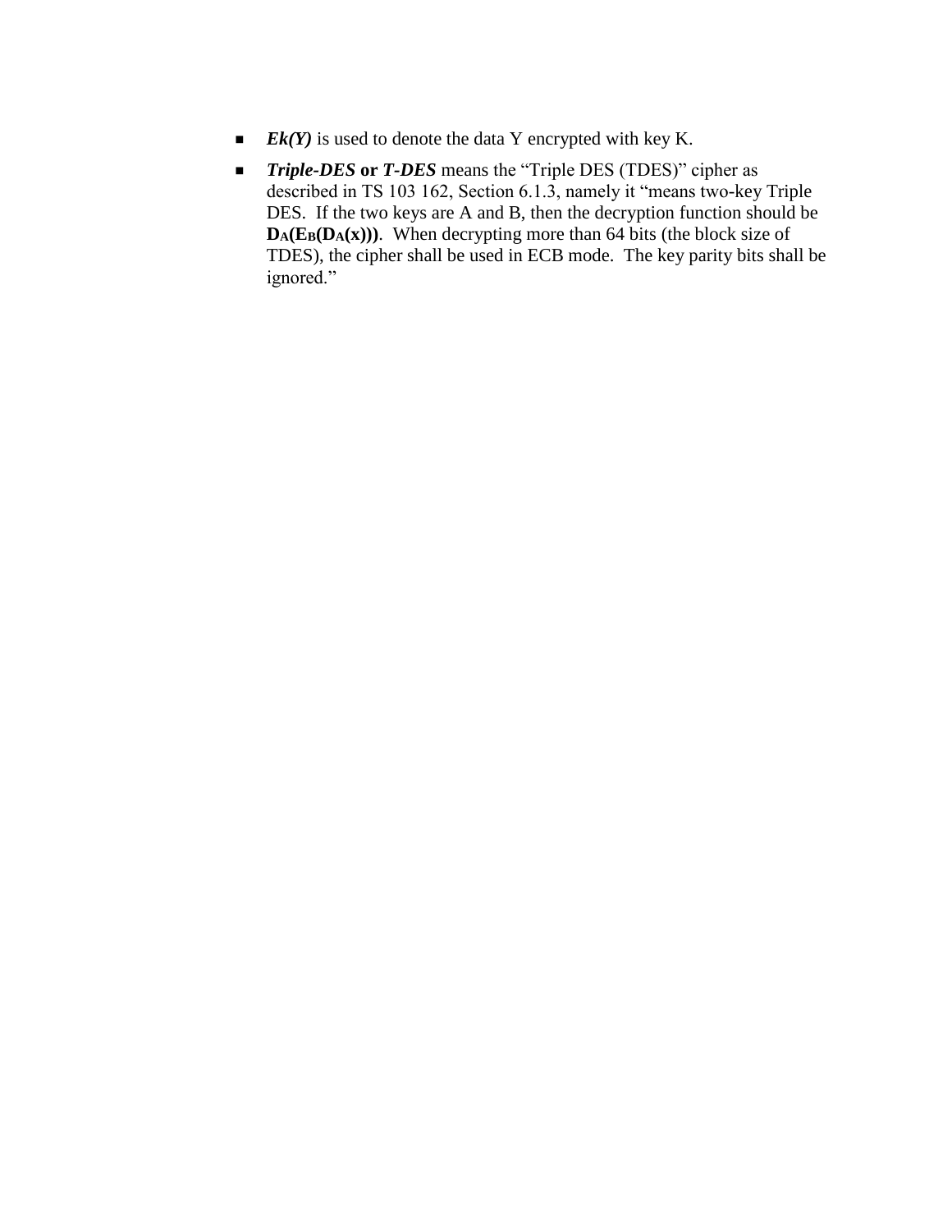- ***Ek(Y)*** is used to denote the data Y encrypted with key K.
- ***Triple-DES* or *T-DES*** means the "Triple DES (TDES)" cipher as described in TS 103 162, Section 6.1.3, namely it "means two-key Triple DES. If the two keys are A and B, then the decryption function should be $\mathbf{D_A(E_B(D_A(x)))}$. When decrypting more than 64 bits (the block size of TDES), the cipher shall be used in ECB mode. The key parity bits shall be ignored."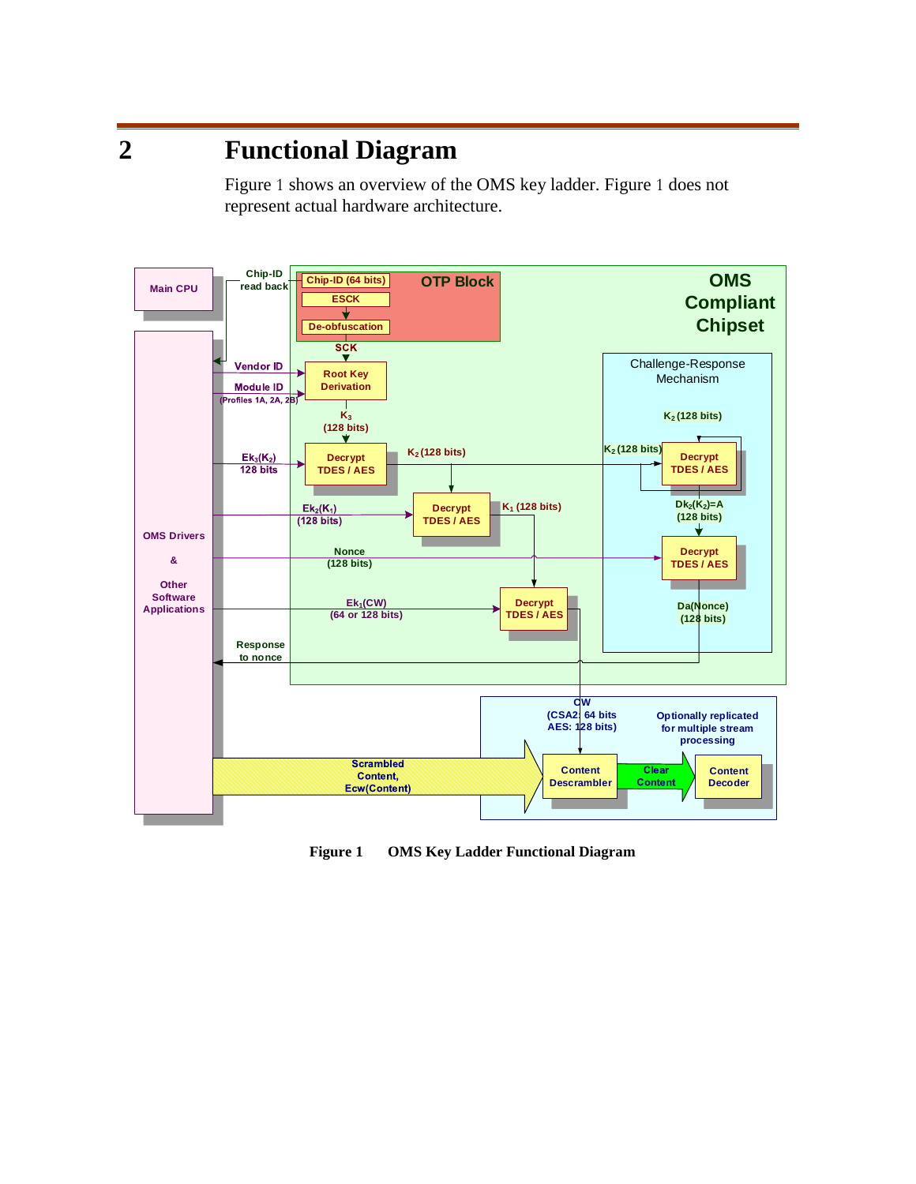# 2 Functional Diagram

Figure 1 shows an overview of the OMS key ladder. Figure 1 does not represent actual hardware architecture.

**Figure 1 OMS Key Ladder Functional Diagram**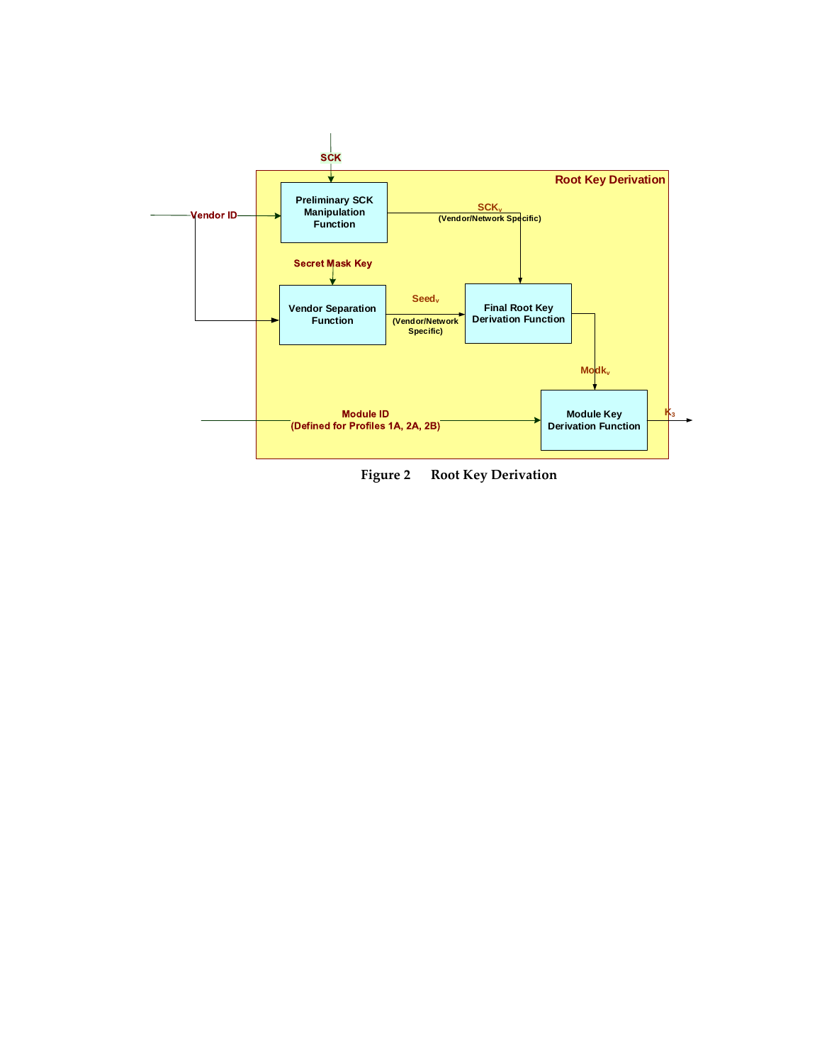Root Key Derivation

SCK

Vendor ID

Preliminary SCK Manipulation Function

$SCK_v$
(Vendor/Network Specific)

Secret Mask Key

Vendor Separation Function

$Seed_v$
(Vendor/Network Specific)

Final Root Key Derivation Function

$Modk_v$

Module ID
(Defined for Profiles 1A, 2A, 2B)

Module Key Derivation Function

$K_3$

**Figure 2 Root Key Derivation**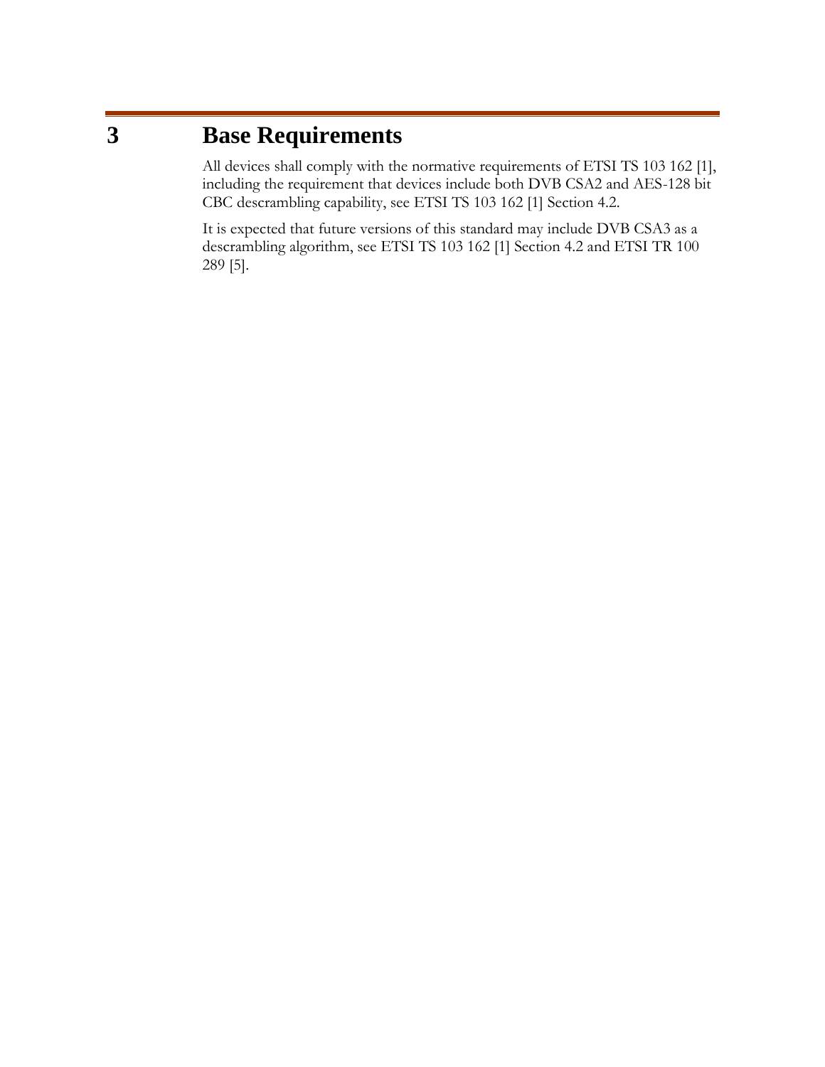# 3 Base Requirements

All devices shall comply with the normative requirements of ETSI TS 103 162 [1], including the requirement that devices include both DVB CSA2 and AES-128 bit CBC descrambling capability, see ETSI TS 103 162 [1] Section 4.2.

It is expected that future versions of this standard may include DVB CSA3 as a descrambling algorithm, see ETSI TS 103 162 [1] Section 4.2 and ETSI TR 100 289 [5].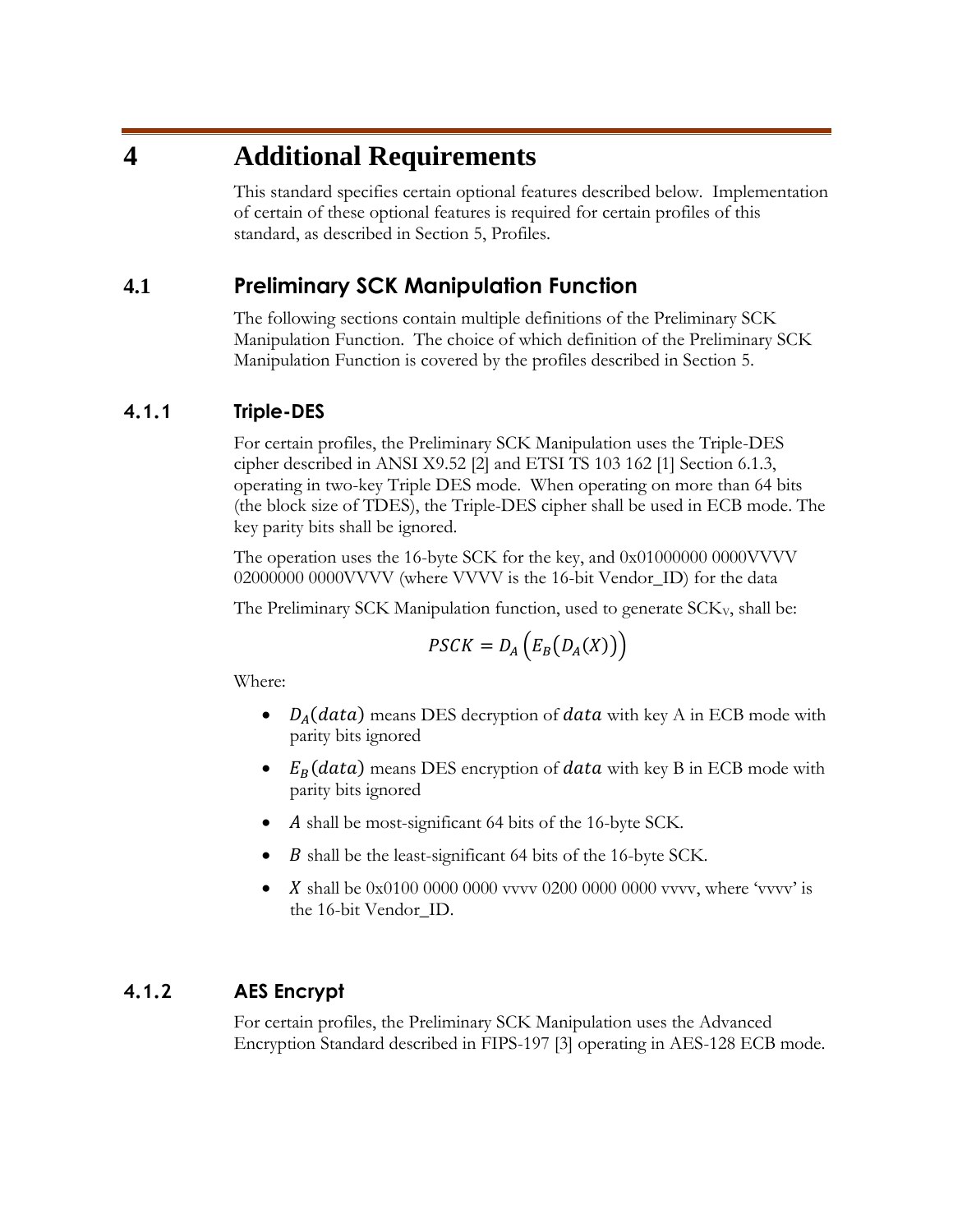# 4 Additional Requirements

This standard specifies certain optional features described below. Implementation of certain of these optional features is required for certain profiles of this standard, as described in Section 5, Profiles.

## 4.1 Preliminary SCK Manipulation Function

The following sections contain multiple definitions of the Preliminary SCK Manipulation Function. The choice of which definition of the Preliminary SCK Manipulation Function is covered by the profiles described in Section 5.

### 4.1.1 Triple-DES

For certain profiles, the Preliminary SCK Manipulation uses the Triple-DES cipher described in ANSI X9.52 [2] and ETSI TS 103 162 [1] Section 6.1.3, operating in two-key Triple DES mode. When operating on more than 64 bits (the block size of TDES), the Triple-DES cipher shall be used in ECB mode. The key parity bits shall be ignored.

The operation uses the 16-byte SCK for the key, and 0x01000000 0000VVVV 02000000 0000VVVV (where VVVV is the 16-bit Vendor_ID) for the data

The Preliminary SCK Manipulation function, used to generate $SCK_V$, shall be:

$$PSCK = D_A\left(E_B\left(D_A(X)\right)\right)$$

Where:

- $D_A(data)$ means DES decryption of $data$ with key A in ECB mode with parity bits ignored
- $E_B(data)$ means DES encryption of $data$ with key B in ECB mode with parity bits ignored
- $A$ shall be most-significant 64 bits of the 16-byte SCK.
- $B$ shall be the least-significant 64 bits of the 16-byte SCK.
- $X$ shall be 0x0100 0000 0000 vvvv 0200 0000 0000 vvvv, where 'vvvv' is the 16-bit Vendor_ID.

### 4.1.2 AES Encrypt

For certain profiles, the Preliminary SCK Manipulation uses the Advanced Encryption Standard described in FIPS-197 [3] operating in AES-128 ECB mode.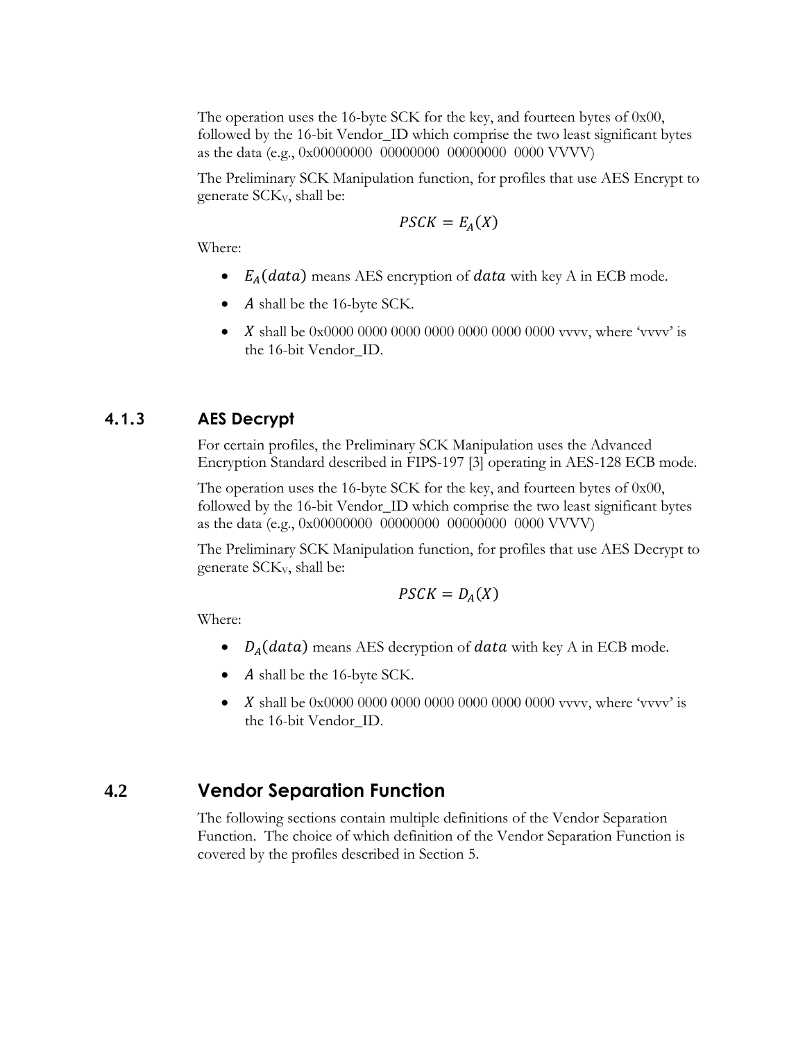The operation uses the 16-byte SCK for the key, and fourteen bytes of 0x00, followed by the 16-bit Vendor_ID which comprise the two least significant bytes as the data (e.g., 0x00000000 00000000 00000000 0000 VVVV)

The Preliminary SCK Manipulation function, for profiles that use AES Encrypt to generate $SCK_V$, shall be:

$$PSCK = E_A(X)$$

Where:

- $E_A(data)$ means AES encryption of $data$ with key A in ECB mode.
- $A$ shall be the 16-byte SCK.
- $X$ shall be 0x0000 0000 0000 0000 0000 0000 0000 vvvv, where 'vvvv' is the 16-bit Vendor_ID.

### 4.1.3 AES Decrypt

For certain profiles, the Preliminary SCK Manipulation uses the Advanced Encryption Standard described in FIPS-197 [3] operating in AES-128 ECB mode.

The operation uses the 16-byte SCK for the key, and fourteen bytes of 0x00, followed by the 16-bit Vendor_ID which comprise the two least significant bytes as the data (e.g., 0x00000000 00000000 00000000 0000 VVVV)

The Preliminary SCK Manipulation function, for profiles that use AES Decrypt to generate $SCK_V$, shall be:

$$PSCK = D_A(X)$$

Where:

- $D_A(data)$ means AES decryption of $data$ with key A in ECB mode.
- $A$ shall be the 16-byte SCK.
- $X$ shall be 0x0000 0000 0000 0000 0000 0000 0000 vvvv, where 'vvvv' is the 16-bit Vendor_ID.

## 4.2 Vendor Separation Function

The following sections contain multiple definitions of the Vendor Separation Function. The choice of which definition of the Vendor Separation Function is covered by the profiles described in Section 5.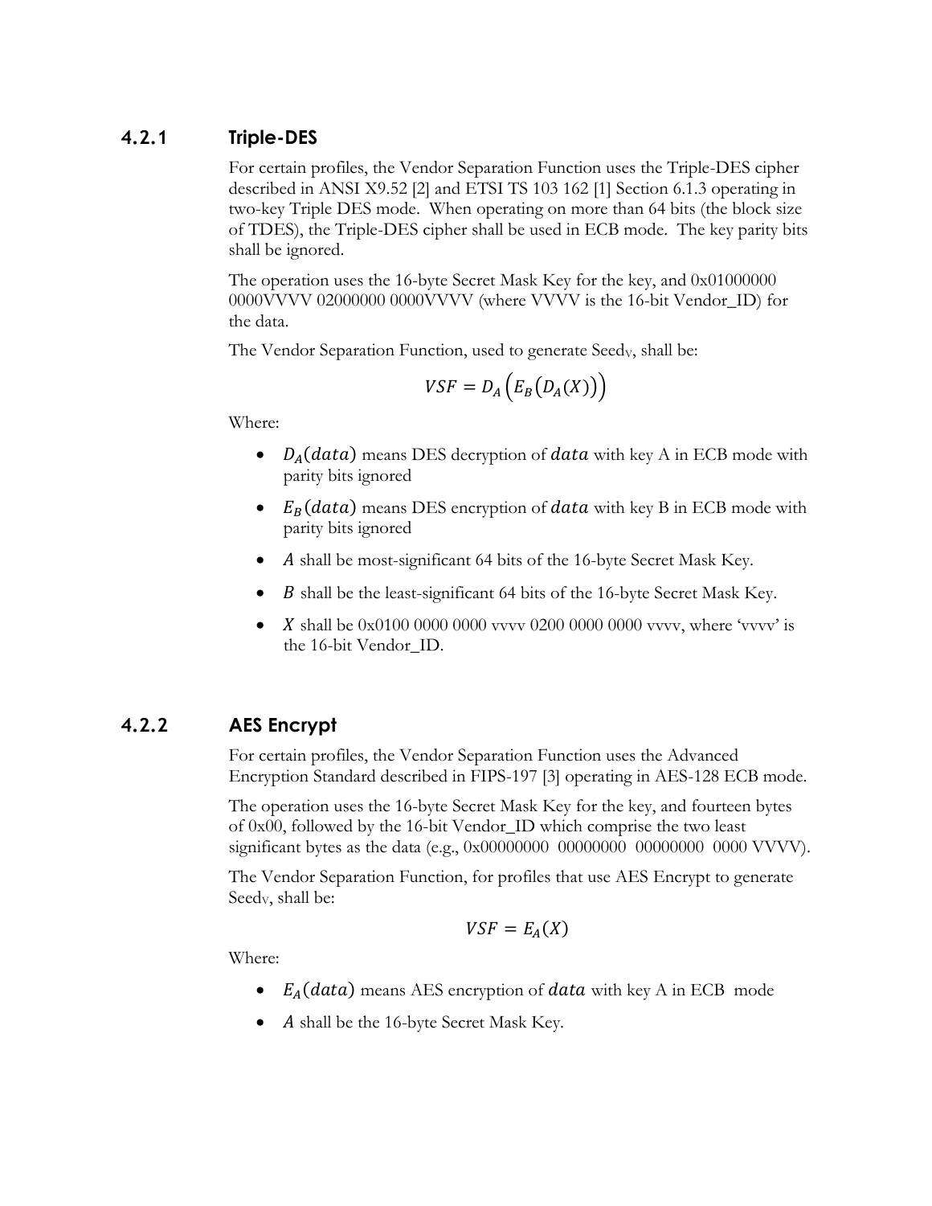### 4.2.1 Triple-DES

For certain profiles, the Vendor Separation Function uses the Triple-DES cipher described in ANSI X9.52 [2] and ETSI TS 103 162 [1] Section 6.1.3 operating in two-key Triple DES mode. When operating on more than 64 bits (the block size of TDES), the Triple-DES cipher shall be used in ECB mode. The key parity bits shall be ignored.

The operation uses the 16-byte Secret Mask Key for the key, and 0x01000000 0000VVVV 02000000 0000VVVV (where VVVV is the 16-bit Vendor_ID) for the data.

The Vendor Separation Function, used to generate $Seed_V$, shall be:

$$VSF = D_A\left(E_B\big(D_A(X)\big)\right)$$

Where:

- $D_A(data)$ means DES decryption of $data$ with key A in ECB mode with parity bits ignored
- $E_B(data)$ means DES encryption of $data$ with key B in ECB mode with parity bits ignored
- $A$ shall be most-significant 64 bits of the 16-byte Secret Mask Key.
- $B$ shall be the least-significant 64 bits of the 16-byte Secret Mask Key.
- $X$ shall be 0x0100 0000 0000 vvvv 0200 0000 0000 vvvv, where 'vvvv' is the 16-bit Vendor_ID.

### 4.2.2 AES Encrypt

For certain profiles, the Vendor Separation Function uses the Advanced Encryption Standard described in FIPS-197 [3] operating in AES-128 ECB mode.

The operation uses the 16-byte Secret Mask Key for the key, and fourteen bytes of 0x00, followed by the 16-bit Vendor_ID which comprise the two least significant bytes as the data (e.g., 0x00000000 00000000 00000000 0000 VVVV).

The Vendor Separation Function, for profiles that use AES Encrypt to generate $Seed_V$, shall be:

$$VSF = E_A(X)$$

Where:

- $E_A(data)$ means AES encryption of $data$ with key A in ECB mode
- $A$ shall be the 16-byte Secret Mask Key.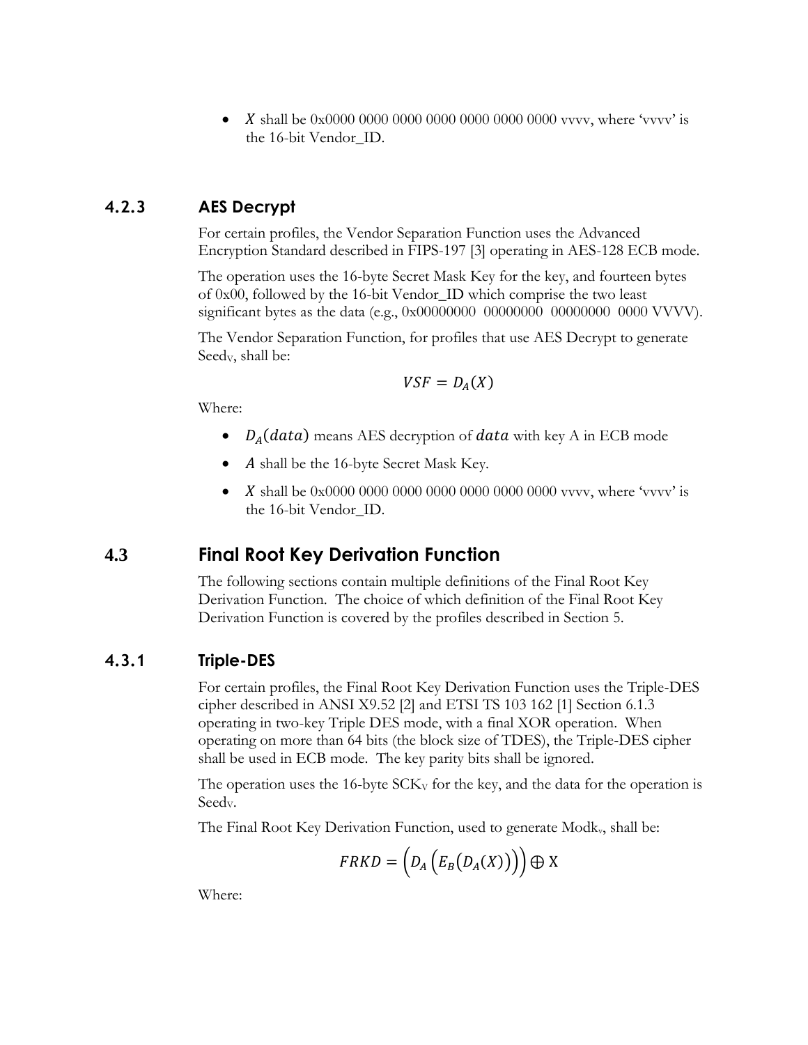- $X$ shall be 0x0000 0000 0000 0000 0000 0000 0000 vvvv, where 'vvvv' is the 16-bit Vendor_ID.

### 4.2.3 AES Decrypt

For certain profiles, the Vendor Separation Function uses the Advanced Encryption Standard described in FIPS-197 [3] operating in AES-128 ECB mode.

The operation uses the 16-byte Secret Mask Key for the key, and fourteen bytes of 0x00, followed by the 16-bit Vendor_ID which comprise the two least significant bytes as the data (e.g., 0x00000000 00000000 00000000 0000 VVVV).

The Vendor Separation Function, for profiles that use AES Decrypt to generate $Seed_V$, shall be:

$$VSF = D_A(X)$$

Where:

- $D_A(data)$ means AES decryption of $data$ with key A in ECB mode
- $A$ shall be the 16-byte Secret Mask Key.
- $X$ shall be 0x0000 0000 0000 0000 0000 0000 0000 vvvv, where 'vvvv' is the 16-bit Vendor_ID.

## 4.3 Final Root Key Derivation Function

The following sections contain multiple definitions of the Final Root Key Derivation Function. The choice of which definition of the Final Root Key Derivation Function is covered by the profiles described in Section 5.

### 4.3.1 Triple-DES

For certain profiles, the Final Root Key Derivation Function uses the Triple-DES cipher described in ANSI X9.52 [2] and ETSI TS 103 162 [1] Section 6.1.3 operating in two-key Triple DES mode, with a final XOR operation. When operating on more than 64 bits (the block size of TDES), the Triple-DES cipher shall be used in ECB mode. The key parity bits shall be ignored.

The operation uses the 16-byte $SCK_V$ for the key, and the data for the operation is $Seed_V$.

The Final Root Key Derivation Function, used to generate $Modk_v$, shall be:

$$FRKD = \left(D_A\left(E_B\left(D_A(X)\right)\right)\right) \oplus \mathrm{X}$$

Where: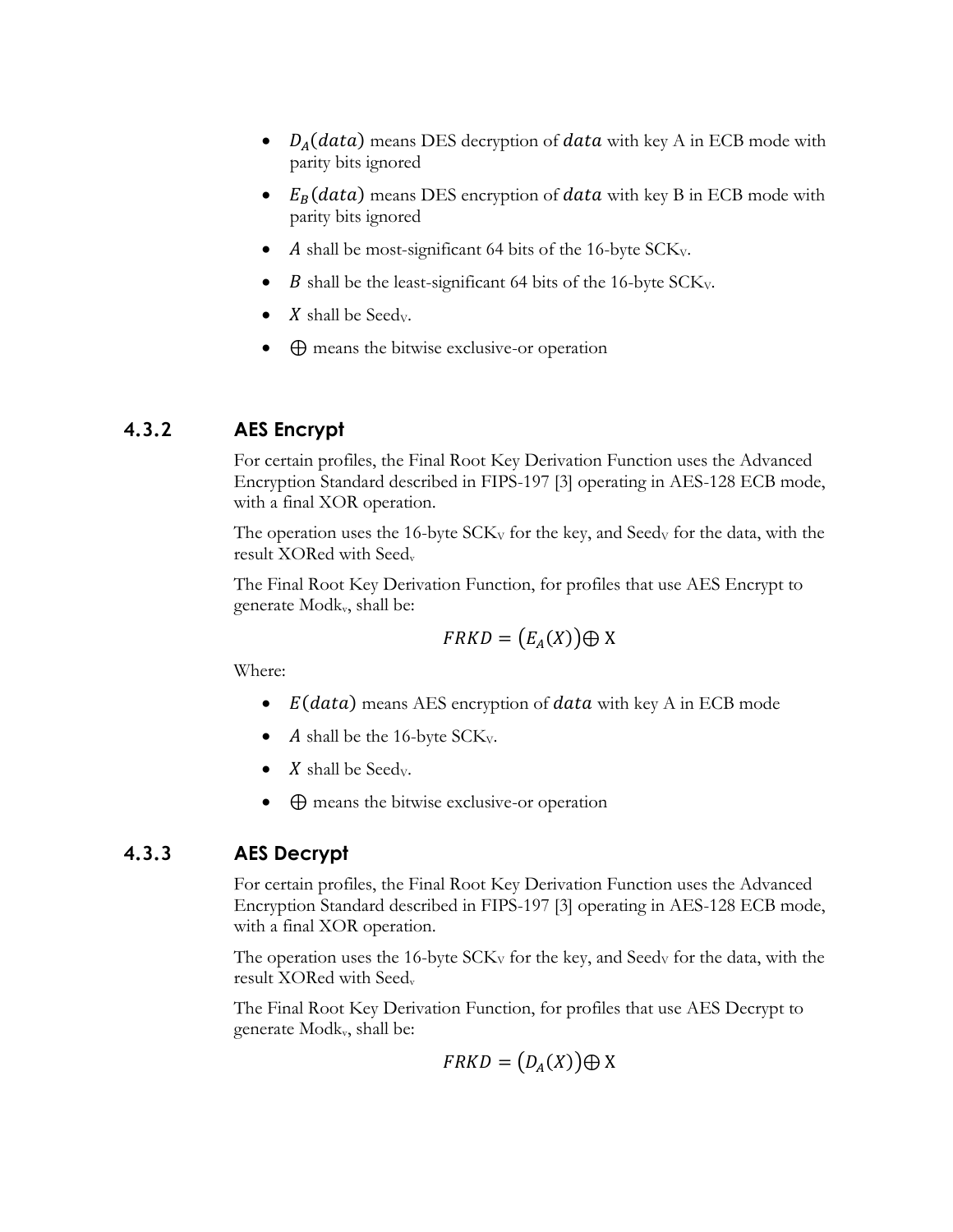- $D_A(data)$ means DES decryption of $data$ with key A in ECB mode with parity bits ignored
- $E_B(data)$ means DES encryption of $data$ with key B in ECB mode with parity bits ignored
- $A$ shall be most-significant 64 bits of the 16-byte $SCK_V$.
- $B$ shall be the least-significant 64 bits of the 16-byte $SCK_V$.
- $X$ shall be $Seed_V$.
- $\oplus$ means the bitwise exclusive-or operation

### 4.3.2 AES Encrypt

For certain profiles, the Final Root Key Derivation Function uses the Advanced Encryption Standard described in FIPS-197 [3] operating in AES-128 ECB mode, with a final XOR operation.

The operation uses the 16-byte $SCK_V$ for the key, and $Seed_V$ for the data, with the result XORed with $Seed_v$

The Final Root Key Derivation Function, for profiles that use AES Encrypt to generate $Modk_v$, shall be:

$$FRKD = \left(E_A(X)\right) \oplus \mathrm{X}$$

Where:

- $E(data)$ means AES encryption of $data$ with key A in ECB mode
- $A$ shall be the 16-byte $SCK_V$.
- $X$ shall be $Seed_V$.
- $\oplus$ means the bitwise exclusive-or operation

### 4.3.3 AES Decrypt

For certain profiles, the Final Root Key Derivation Function uses the Advanced Encryption Standard described in FIPS-197 [3] operating in AES-128 ECB mode, with a final XOR operation.

The operation uses the 16-byte $SCK_V$ for the key, and $Seed_V$ for the data, with the result XORed with $Seed_v$

The Final Root Key Derivation Function, for profiles that use AES Decrypt to generate $Modk_v$, shall be:

$$FRKD = \left(D_A(X)\right) \oplus \mathrm{X}$$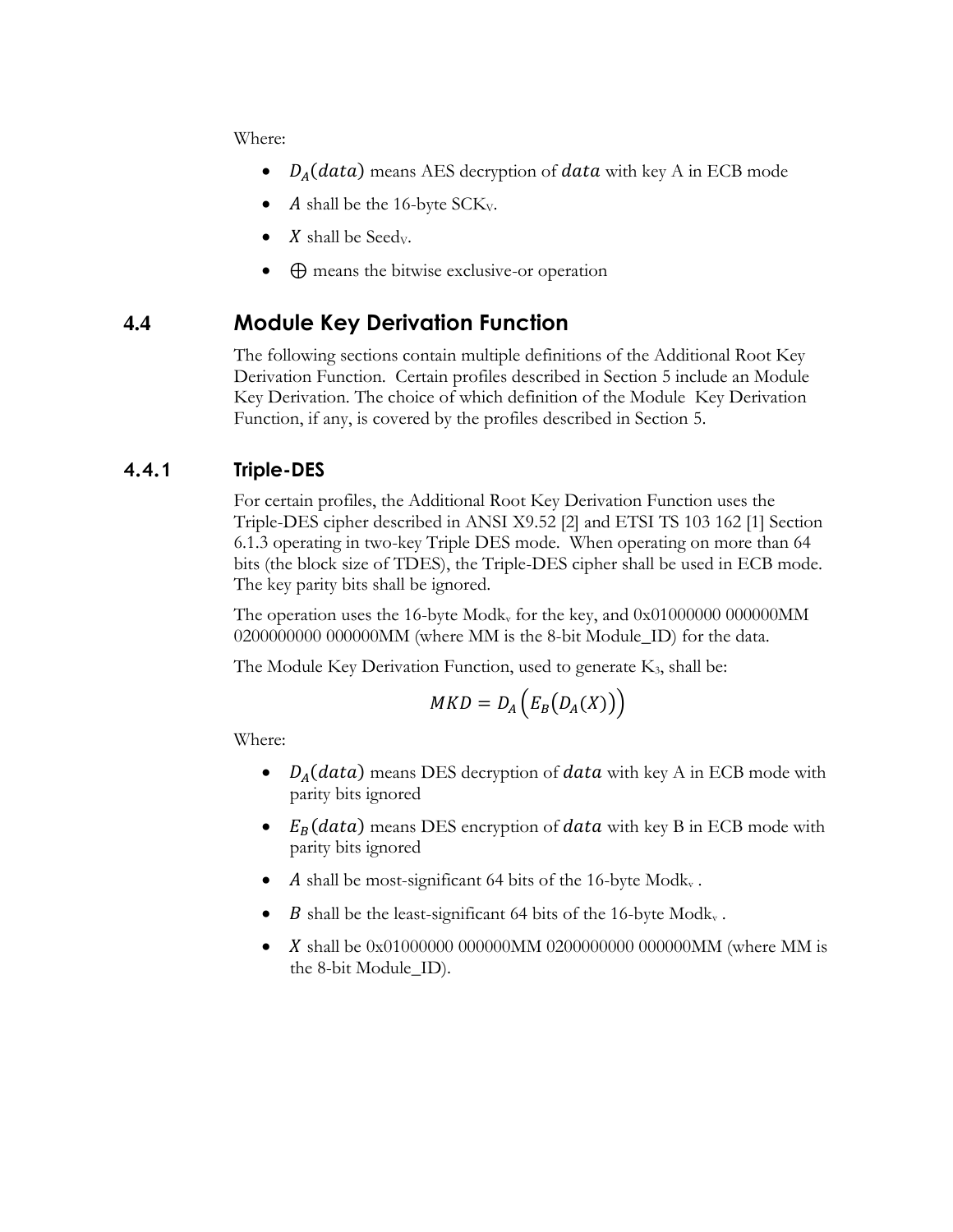Where:

- $D_A(data)$ means AES decryption of $data$ with key A in ECB mode
- $A$ shall be the 16-byte $SCK_V$.
- $X$ shall be $Seed_V$.
- $\oplus$ means the bitwise exclusive-or operation

## 4.4 Module Key Derivation Function

The following sections contain multiple definitions of the Additional Root Key Derivation Function. Certain profiles described in Section 5 include an Module Key Derivation. The choice of which definition of the Module Key Derivation Function, if any, is covered by the profiles described in Section 5.

### 4.4.1 Triple-DES

For certain profiles, the Additional Root Key Derivation Function uses the Triple-DES cipher described in ANSI X9.52 [2] and ETSI TS 103 162 [1] Section 6.1.3 operating in two-key Triple DES mode. When operating on more than 64 bits (the block size of TDES), the Triple-DES cipher shall be used in ECB mode. The key parity bits shall be ignored.

The operation uses the 16-byte $Modk_v$ for the key, and 0x01000000 000000MM 0200000000 000000MM (where MM is the 8-bit Module_ID) for the data.

The Module Key Derivation Function, used to generate $K_3$, shall be:

$$MKD = D_A\left(E_B\left(D_A(X)\right)\right)$$

Where:

- $D_A(data)$ means DES decryption of $data$ with key A in ECB mode with parity bits ignored
- $E_B(data)$ means DES encryption of $data$ with key B in ECB mode with parity bits ignored
- $A$ shall be most-significant 64 bits of the 16-byte $Modk_v$ .
- $B$ shall be the least-significant 64 bits of the 16-byte $Modk_v$ .
- $X$ shall be 0x01000000 000000MM 0200000000 000000MM (where MM is the 8-bit Module_ID).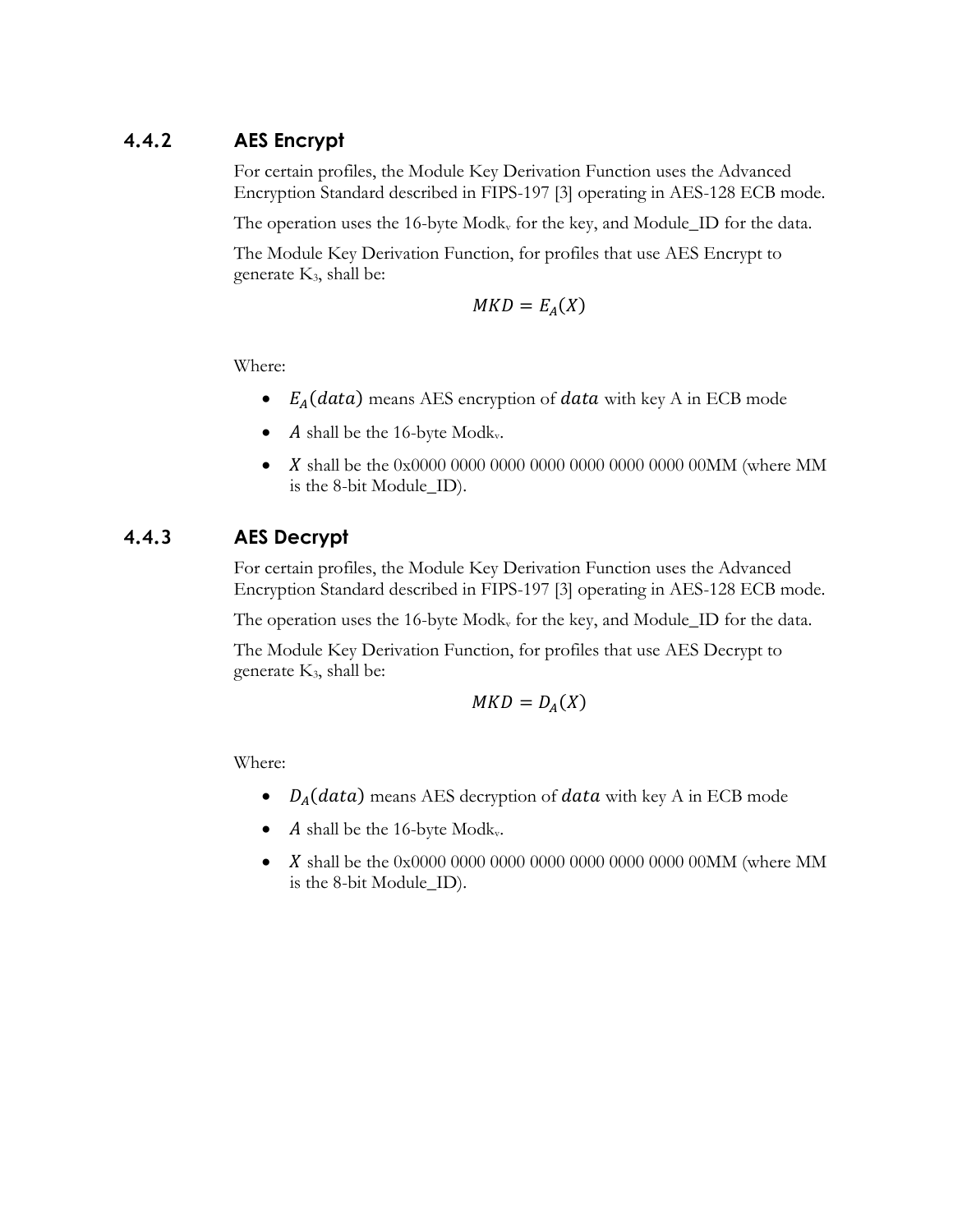### 4.4.2 AES Encrypt

For certain profiles, the Module Key Derivation Function uses the Advanced Encryption Standard described in FIPS-197 [3] operating in AES-128 ECB mode.

The operation uses the 16-byte $Modk_v$ for the key, and Module_ID for the data.

The Module Key Derivation Function, for profiles that use AES Encrypt to generate $K_3$, shall be:

$$MKD = E_A(X)$$

Where:

- $E_A(data)$ means AES encryption of $data$ with key A in ECB mode
- $A$ shall be the 16-byte $Modk_v$.
- $X$ shall be the 0x0000 0000 0000 0000 0000 0000 0000 00MM (where MM is the 8-bit Module_ID).

### 4.4.3 AES Decrypt

For certain profiles, the Module Key Derivation Function uses the Advanced Encryption Standard described in FIPS-197 [3] operating in AES-128 ECB mode.

The operation uses the 16-byte $Modk_v$ for the key, and Module_ID for the data.

The Module Key Derivation Function, for profiles that use AES Decrypt to generate $K_3$, shall be:

$$MKD = D_A(X)$$

Where:

- $D_A(data)$ means AES decryption of $data$ with key A in ECB mode
- $A$ shall be the 16-byte $Modk_v$.
- $X$ shall be the 0x0000 0000 0000 0000 0000 0000 0000 00MM (where MM is the 8-bit Module_ID).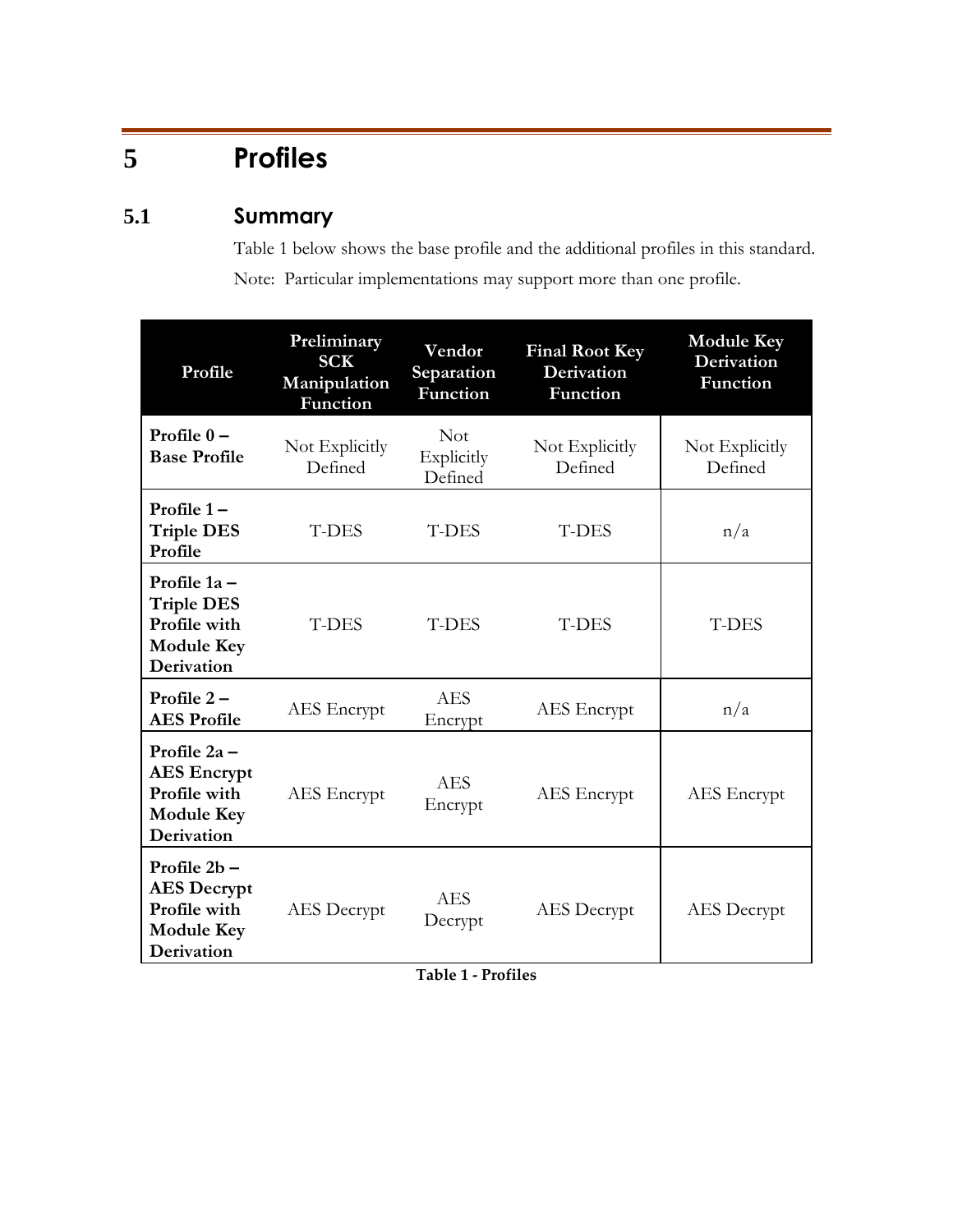# 5 Profiles

## 5.1 Summary

Table 1 below shows the base profile and the additional profiles in this standard.

Note: Particular implementations may support more than one profile.

| Profile | Preliminary SCK Manipulation Function | Vendor Separation Function | Final Root Key Derivation Function | Module Key Derivation Function |
|---|---|---|---|---|
| **Profile 0 – Base Profile** | Not Explicitly Defined | Not Explicitly Defined | Not Explicitly Defined | Not Explicitly Defined |
| **Profile 1 – Triple DES Profile** | T-DES | T-DES | T-DES | n/a |
| **Profile 1a – Triple DES Profile with Module Key Derivation** | T-DES | T-DES | T-DES | T-DES |
| **Profile 2 – AES Profile** | AES Encrypt | AES Encrypt | AES Encrypt | n/a |
| **Profile 2a – AES Encrypt Profile with Module Key Derivation** | AES Encrypt | AES Encrypt | AES Encrypt | AES Encrypt |
| **Profile 2b – AES Decrypt Profile with Module Key Derivation** | AES Decrypt | AES Decrypt | AES Decrypt | AES Decrypt |

**Table 1 - Profiles**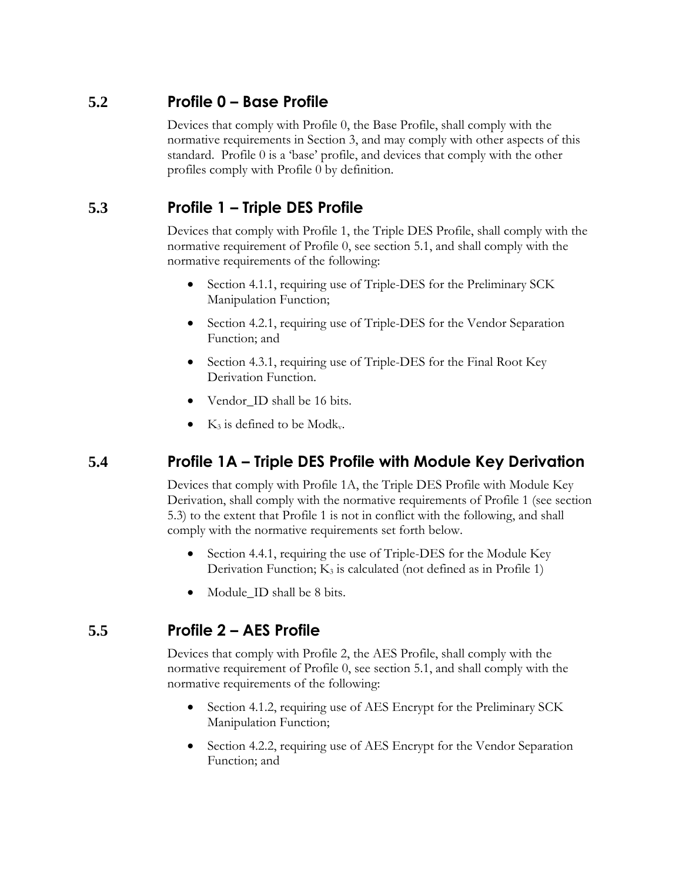## 5.2 Profile 0 – Base Profile

Devices that comply with Profile 0, the Base Profile, shall comply with the normative requirements in Section 3, and may comply with other aspects of this standard. Profile 0 is a 'base' profile, and devices that comply with the other profiles comply with Profile 0 by definition.

## 5.3 Profile 1 – Triple DES Profile

Devices that comply with Profile 1, the Triple DES Profile, shall comply with the normative requirement of Profile 0, see section 5.1, and shall comply with the normative requirements of the following:

- Section 4.1.1, requiring use of Triple-DES for the Preliminary SCK Manipulation Function;
- Section 4.2.1, requiring use of Triple-DES for the Vendor Separation Function; and
- Section 4.3.1, requiring use of Triple-DES for the Final Root Key Derivation Function.
- Vendor_ID shall be 16 bits.
- $K_3$ is defined to be $Modk_v$.

## 5.4 Profile 1A – Triple DES Profile with Module Key Derivation

Devices that comply with Profile 1A, the Triple DES Profile with Module Key Derivation, shall comply with the normative requirements of Profile 1 (see section 5.3) to the extent that Profile 1 is not in conflict with the following, and shall comply with the normative requirements set forth below.

- Section 4.4.1, requiring the use of Triple-DES for the Module Key Derivation Function; $K_3$ is calculated (not defined as in Profile 1)
- Module_ID shall be 8 bits.

## 5.5 Profile 2 – AES Profile

Devices that comply with Profile 2, the AES Profile, shall comply with the normative requirement of Profile 0, see section 5.1, and shall comply with the normative requirements of the following:

- Section 4.1.2, requiring use of AES Encrypt for the Preliminary SCK Manipulation Function;
- Section 4.2.2, requiring use of AES Encrypt for the Vendor Separation Function; and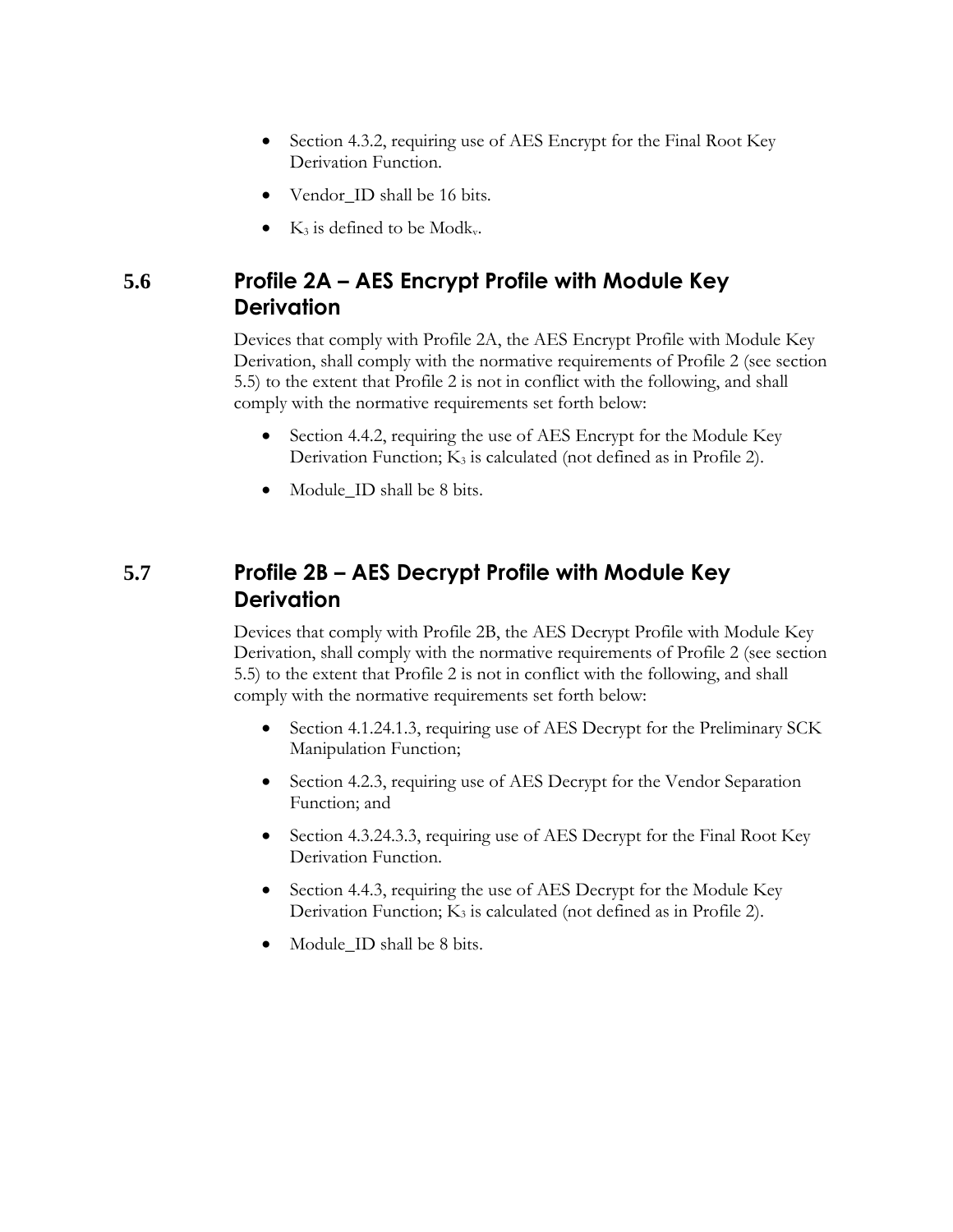- Section 4.3.2, requiring use of AES Encrypt for the Final Root Key Derivation Function.
- Vendor_ID shall be 16 bits.
- $K_3$ is defined to be $Modk_v$.

## 5.6 Profile 2A – AES Encrypt Profile with Module Key Derivation

Devices that comply with Profile 2A, the AES Encrypt Profile with Module Key Derivation, shall comply with the normative requirements of Profile 2 (see section 5.5) to the extent that Profile 2 is not in conflict with the following, and shall comply with the normative requirements set forth below:

- Section 4.4.2, requiring the use of AES Encrypt for the Module Key Derivation Function; $K_3$ is calculated (not defined as in Profile 2).
- Module_ID shall be 8 bits.

## 5.7 Profile 2B – AES Decrypt Profile with Module Key Derivation

Devices that comply with Profile 2B, the AES Decrypt Profile with Module Key Derivation, shall comply with the normative requirements of Profile 2 (see section 5.5) to the extent that Profile 2 is not in conflict with the following, and shall comply with the normative requirements set forth below:

- Section 4.1.24.1.3, requiring use of AES Decrypt for the Preliminary SCK Manipulation Function;
- Section 4.2.3, requiring use of AES Decrypt for the Vendor Separation Function; and
- Section 4.3.24.3.3, requiring use of AES Decrypt for the Final Root Key Derivation Function.
- Section 4.4.3, requiring the use of AES Decrypt for the Module Key Derivation Function; $K_3$ is calculated (not defined as in Profile 2).
- Module_ID shall be 8 bits.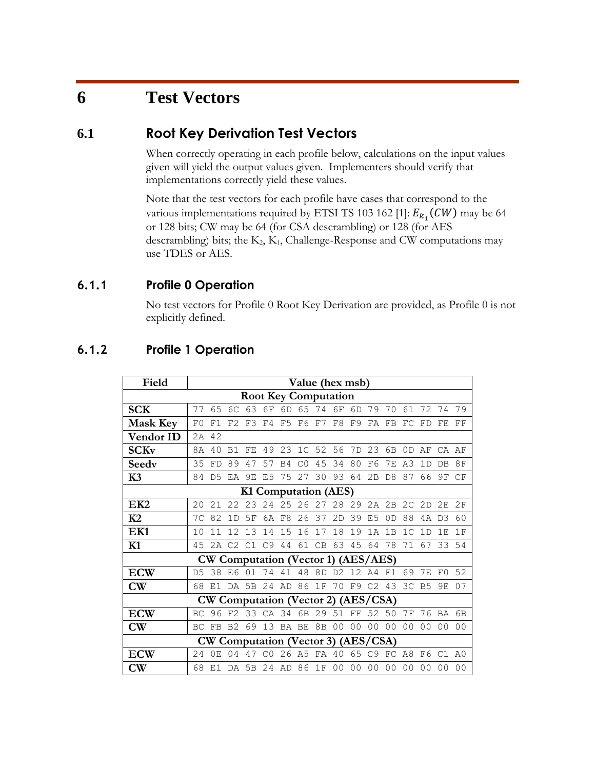// 6 Test Vectors

## 6.1 Root Key Derivation Test Vectors

When correctly operating in each profile below, calculations on the input values given will yield the output values given. Implementers should verify that implementations correctly yield these values.

Note that the test vectors for each profile have cases that correspond to the various implementations required by ETSI TS 103 162 [1]: $E_{k_1}(CW)$ may be 64 or 128 bits; CW may be 64 (for CSA descrambling) or 128 (for AES descrambling) bits; the $K_2$, $K_1$, Challenge-Response and CW computations may use TDES or AES.

### 6.1.1 Profile 0 Operation

No test vectors for Profile 0 Root Key Derivation are provided, as Profile 0 is not explicitly defined.

### 6.1.2 Profile 1 Operation

| Field | Value (hex msb) |
|---|---|
| **Root Key Computation** | |
| **SCK** | 77 65 6C 63 6F 6D 65 74 6F 6D 79 70 61 72 74 79 |
| **Mask Key** | F0 F1 F2 F3 F4 F5 F6 F7 F8 F9 FA FB FC FD FE FF |
| **Vendor ID** | 2A 42 |
| **SCKv** | 8A 40 B1 FE 49 23 1C 52 56 7D 23 6B 0D AF CA AF |
| **Seedv** | 35 FD 89 47 57 B4 C0 45 34 80 F6 7E A3 1D DB 8F |
| **K3** | 84 D5 EA 9E E5 75 27 30 93 64 2B D8 87 66 9F CF |
| **K1 Computation (AES)** | |
| **EK2** | 20 21 22 23 24 25 26 27 28 29 2A 2B 2C 2D 2E 2F |
| **K2** | 7C 82 1D 5F 6A F8 26 37 2D 39 E5 0D 88 4A D3 60 |
| **EK1** | 10 11 12 13 14 15 16 17 18 19 1A 1B 1C 1D 1E 1F |
| **K1** | 45 2A C2 C1 C9 44 61 CB 63 45 64 78 71 67 33 54 |
| **CW Computation (Vector 1) (AES/AES)** | |
| **ECW** | D5 38 E6 01 74 41 48 8D D2 12 A4 F1 69 7E F0 52 |
| **CW** | 68 E1 DA 5B 24 AD 86 1F 70 F9 C2 43 3C B5 9E 07 |
| **CW Computation (Vector 2) (AES/CSA)** | |
| **ECW** | BC 96 F2 33 CA 34 6B 29 51 FF 52 50 7F 76 BA 6B |
| **CW** | BC FB B2 69 13 BA BE 8B 00 00 00 00 00 00 00 00 |
| **CW Computation (Vector 3) (AES/CSA)** | |
| **ECW** | 24 0E 04 47 C0 26 A5 FA 40 65 C9 FC A8 F6 C1 A0 |
| **CW** | 68 E1 DA 5B 24 AD 86 1F 00 00 00 00 00 00 00 00 |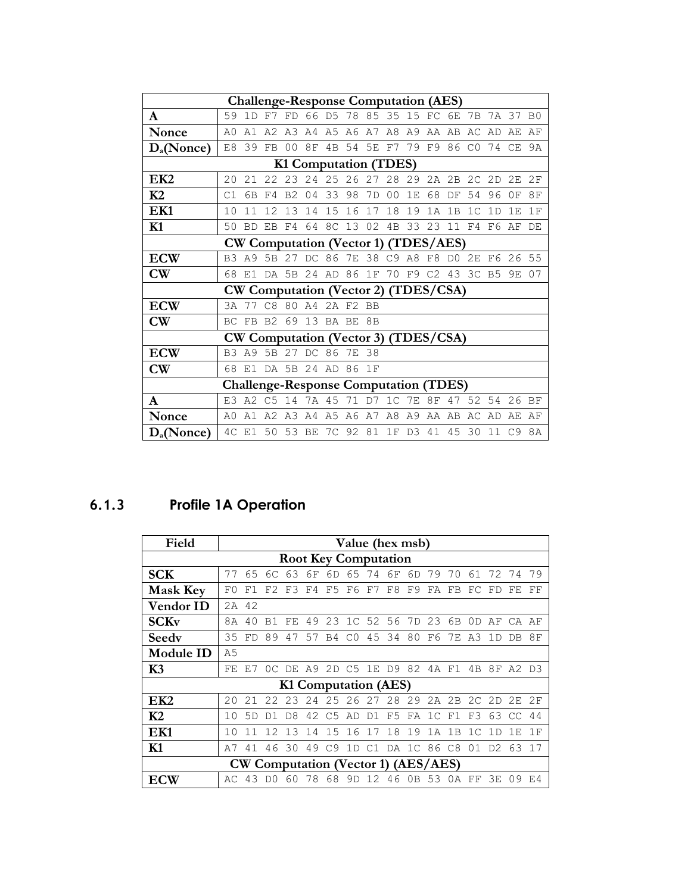| Challenge-Response Computation (AES) | |
|---|---|
| **A** | 59 1D F7 FD 66 D5 78 85 35 15 FC 6E 7B 7A 37 B0 |
| **Nonce** | A0 A1 A2 A3 A4 A5 A6 A7 A8 A9 AA AB AC AD AE AF |
| **$D_a$(Nonce)** | E8 39 FB 00 8F 4B 54 5E F7 79 F9 86 C0 74 CE 9A |
| **K1 Computation (TDES)** | |
| **EK2** | 20 21 22 23 24 25 26 27 28 29 2A 2B 2C 2D 2E 2F |
| **K2** | C1 6B F4 B2 04 33 98 7D 00 1E 68 DF 54 96 0F 8F |
| **EK1** | 10 11 12 13 14 15 16 17 18 19 1A 1B 1C 1D 1E 1F |
| **K1** | 50 BD EB F4 64 8C 13 02 4B 33 23 11 F4 F6 AF DE |
| **CW Computation (Vector 1) (TDES/AES)** | |
| **ECW** | B3 A9 5B 27 DC 86 7E 38 C9 A8 F8 D0 2E F6 26 55 |
| **CW** | 68 E1 DA 5B 24 AD 86 1F 70 F9 C2 43 3C B5 9E 07 |
| **CW Computation (Vector 2) (TDES/CSA)** | |
| **ECW** | 3A 77 C8 80 A4 2A F2 BB |
| **CW** | BC FB B2 69 13 BA BE 8B |
| **CW Computation (Vector 3) (TDES/CSA)** | |
| **ECW** | B3 A9 5B 27 DC 86 7E 38 |
| **CW** | 68 E1 DA 5B 24 AD 86 1F |
| **Challenge-Response Computation (TDES)** | |
| **A** | E3 A2 C5 14 7A 45 71 D7 1C 7E 8F 47 52 54 26 BF |
| **Nonce** | A0 A1 A2 A3 A4 A5 A6 A7 A8 A9 AA AB AC AD AE AF |
| **$D_a$(Nonce)** | 4C E1 50 53 BE 7C 92 81 1F D3 41 45 30 11 C9 8A |

### 6.1.3 Profile 1A Operation

| Field | Value (hex msb) |
|---|---|
| **Root Key Computation** | |
| **SCK** | 77 65 6C 63 6F 6D 65 74 6F 6D 79 70 61 72 74 79 |
| **Mask Key** | F0 F1 F2 F3 F4 F5 F6 F7 F8 F9 FA FB FC FD FE FF |
| **Vendor ID** | 2A 42 |
| **SCKv** | 8A 40 B1 FE 49 23 1C 52 56 7D 23 6B 0D AF CA AF |
| **Seedv** | 35 FD 89 47 57 B4 C0 45 34 80 F6 7E A3 1D DB 8F |
| **Module ID** | A5 |
| **K3** | FE E7 0C DE A9 2D C5 1E D9 82 4A F1 4B 8F A2 D3 |
| **K1 Computation (AES)** | |
| **EK2** | 20 21 22 23 24 25 26 27 28 29 2A 2B 2C 2D 2E 2F |
| **K2** | 10 5D D1 D8 42 C5 AD D1 F5 FA 1C F1 F3 63 CC 44 |
| **EK1** | 10 11 12 13 14 15 16 17 18 19 1A 1B 1C 1D 1E 1F |
| **K1** | A7 41 46 30 49 C9 1D C1 DA 1C 86 C8 01 D2 63 17 |
| **CW Computation (Vector 1) (AES/AES)** | |
| **ECW** | AC 43 D0 60 78 68 9D 12 46 0B 53 0A FF 3E 09 E4 |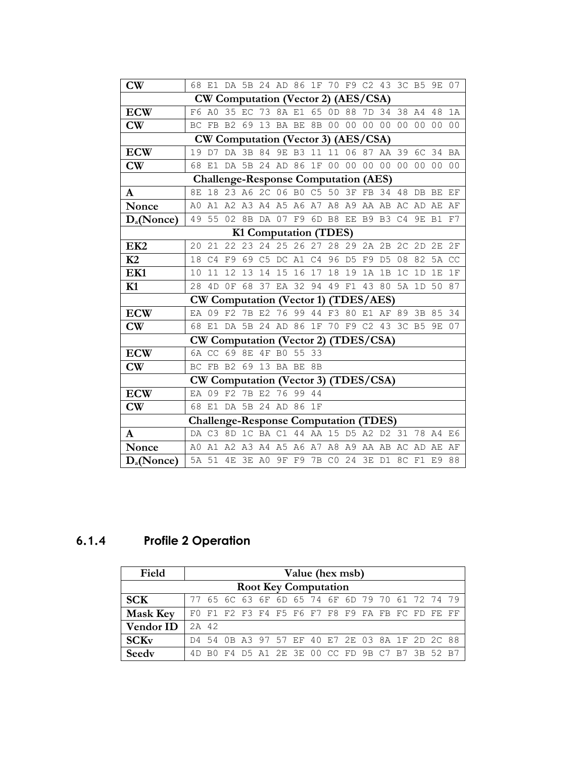| | |
|---|---|
| **CW** | 68 E1 DA 5B 24 AD 86 1F 70 F9 C2 43 3C B5 9E 07 |
| **CW Computation (Vector 2) (AES/CSA)** | |
| **ECW** | F6 A0 35 EC 73 8A E1 65 0D 88 7D 34 38 A4 48 1A |
| **CW** | BC FB B2 69 13 BA BE 8B 00 00 00 00 00 00 00 00 |
| **CW Computation (Vector 3) (AES/CSA)** | |
| **ECW** | 19 D7 DA 3B 84 9E B3 11 11 06 87 AA 39 6C 34 BA |
| **CW** | 68 E1 DA 5B 24 AD 86 1F 00 00 00 00 00 00 00 00 |
| **Challenge-Response Computation (AES)** | |
| **A** | 8E 18 23 A6 2C 06 B0 C5 50 3F FB 34 48 DB BE EF |
| **Nonce** | A0 A1 A2 A3 A4 A5 A6 A7 A8 A9 AA AB AC AD AE AF |
| **$D_a$(Nonce)** | 49 55 02 8B DA 07 F9 6D B8 EE B9 B3 C4 9E B1 F7 |
| **K1 Computation (TDES)** | |
| **EK2** | 20 21 22 23 24 25 26 27 28 29 2A 2B 2C 2D 2E 2F |
| **K2** | 18 C4 F9 69 C5 DC A1 C4 96 D5 F9 D5 08 82 5A CC |
| **EK1** | 10 11 12 13 14 15 16 17 18 19 1A 1B 1C 1D 1E 1F |
| **K1** | 28 4D 0F 68 37 EA 32 94 49 F1 43 80 5A 1D 50 87 |
| **CW Computation (Vector 1) (TDES/AES)** | |
| **ECW** | EA 09 F2 7B E2 76 99 44 F3 80 E1 AF 89 3B 85 34 |
| **CW** | 68 E1 DA 5B 24 AD 86 1F 70 F9 C2 43 3C B5 9E 07 |
| **CW Computation (Vector 2) (TDES/CSA)** | |
| **ECW** | 6A CC 69 8E 4F B0 55 33 |
| **CW** | BC FB B2 69 13 BA BE 8B |
| **CW Computation (Vector 3) (TDES/CSA)** | |
| **ECW** | EA 09 F2 7B E2 76 99 44 |
| **CW** | 68 E1 DA 5B 24 AD 86 1F |
| **Challenge-Response Computation (TDES)** | |
| **A** | DA C3 8D 1C BA C1 44 AA 15 D5 A2 D2 31 78 A4 E6 |
| **Nonce** | A0 A1 A2 A3 A4 A5 A6 A7 A8 A9 AA AB AC AD AE AF |
| **$D_a$(Nonce)** | 5A 51 4E 3E A0 9F F9 7B C0 24 3E D1 8C F1 E9 88 |

### 6.1.4 Profile 2 Operation

| Field | Value (hex msb) |
|---|---|
| **Root Key Computation** | |
| **SCK** | 77 65 6C 63 6F 6D 65 74 6F 6D 79 70 61 72 74 79 |
| **Mask Key** | F0 F1 F2 F3 F4 F5 F6 F7 F8 F9 FA FB FC FD FE FF |
| **Vendor ID** | 2A 42 |
| **SCKv** | D4 54 0B A3 97 57 EF 40 E7 2E 03 8A 1F 2D 2C 88 |
| **Seedv** | 4D B0 F4 D5 A1 2E 3E 00 CC FD 9B C7 B7 3B 52 B7 |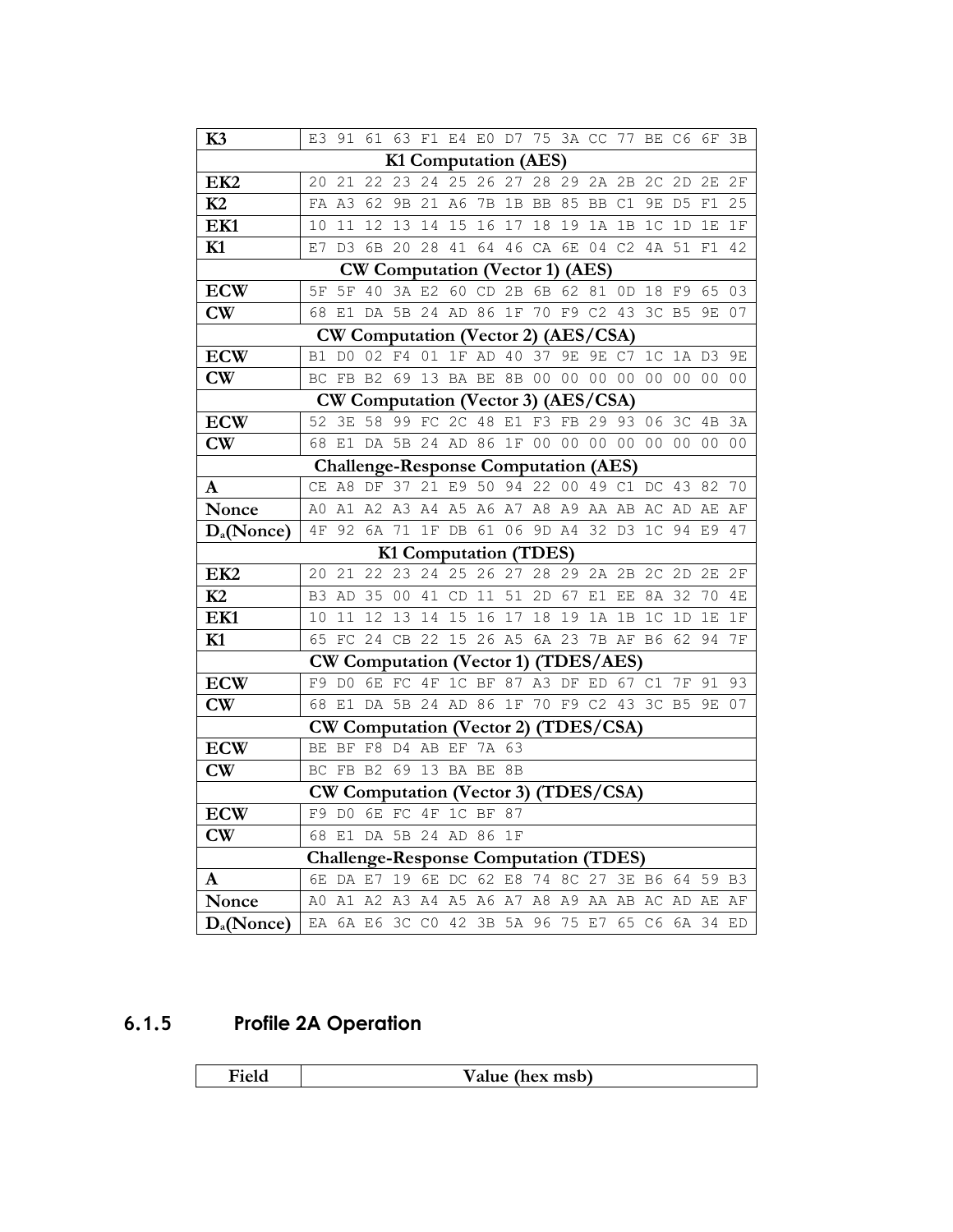| | |
|---|---|
| **K3** | E3 91 61 63 F1 E4 E0 D7 75 3A CC 77 BE C6 6F 3B |
| **K1 Computation (AES)** | |
| **EK2** | 20 21 22 23 24 25 26 27 28 29 2A 2B 2C 2D 2E 2F |
| **K2** | FA A3 62 9B 21 A6 7B 1B BB 85 BB C1 9E D5 F1 25 |
| **EK1** | 10 11 12 13 14 15 16 17 18 19 1A 1B 1C 1D 1E 1F |
| **K1** | E7 D3 6B 20 28 41 64 46 CA 6E 04 C2 4A 51 F1 42 |
| **CW Computation (Vector 1) (AES)** | |
| **ECW** | 5F 5F 40 3A E2 60 CD 2B 6B 62 81 0D 18 F9 65 03 |
| **CW** | 68 E1 DA 5B 24 AD 86 1F 70 F9 C2 43 3C B5 9E 07 |
| **CW Computation (Vector 2) (AES/CSA)** | |
| **ECW** | B1 D0 02 F4 01 1F AD 40 37 9E 9E C7 1C 1A D3 9E |
| **CW** | BC FB B2 69 13 BA BE 8B 00 00 00 00 00 00 00 00 |
| **CW Computation (Vector 3) (AES/CSA)** | |
| **ECW** | 52 3E 58 99 FC 2C 48 E1 F3 FB 29 93 06 3C 4B 3A |
| **CW** | 68 E1 DA 5B 24 AD 86 1F 00 00 00 00 00 00 00 00 |
| **Challenge-Response Computation (AES)** | |
| **A** | CE A8 DF 37 21 E9 50 94 22 00 49 C1 DC 43 82 70 |
| **Nonce** | A0 A1 A2 A3 A4 A5 A6 A7 A8 A9 AA AB AC AD AE AF |
| **$D_a$(Nonce)** | 4F 92 6A 71 1F DB 61 06 9D A4 32 D3 1C 94 E9 47 |
| **K1 Computation (TDES)** | |
| **EK2** | 20 21 22 23 24 25 26 27 28 29 2A 2B 2C 2D 2E 2F |
| **K2** | B3 AD 35 00 41 CD 11 51 2D 67 E1 EE 8A 32 70 4E |
| **EK1** | 10 11 12 13 14 15 16 17 18 19 1A 1B 1C 1D 1E 1F |
| **K1** | 65 FC 24 CB 22 15 26 A5 6A 23 7B AF B6 62 94 7F |
| **CW Computation (Vector 1) (TDES/AES)** | |
| **ECW** | F9 D0 6E FC 4F 1C BF 87 A3 DF ED 67 C1 7F 91 93 |
| **CW** | 68 E1 DA 5B 24 AD 86 1F 70 F9 C2 43 3C B5 9E 07 |
| **CW Computation (Vector 2) (TDES/CSA)** | |
| **ECW** | BE BF F8 D4 AB EF 7A 63 |
| **CW** | BC FB B2 69 13 BA BE 8B |
| **CW Computation (Vector 3) (TDES/CSA)** | |
| **ECW** | F9 D0 6E FC 4F 1C BF 87 |
| **CW** | 68 E1 DA 5B 24 AD 86 1F |
| **Challenge-Response Computation (TDES)** | |
| **A** | 6E DA E7 19 6E DC 62 E8 74 8C 27 3E B6 64 59 B3 |
| **Nonce** | A0 A1 A2 A3 A4 A5 A6 A7 A8 A9 AA AB AC AD AE AF |
| **$D_a$(Nonce)** | EA 6A E6 3C C0 42 3B 5A 96 75 E7 65 C6 6A 34 ED |

### 6.1.5 Profile 2A Operation

| Field | Value (hex msb) |
|---|---|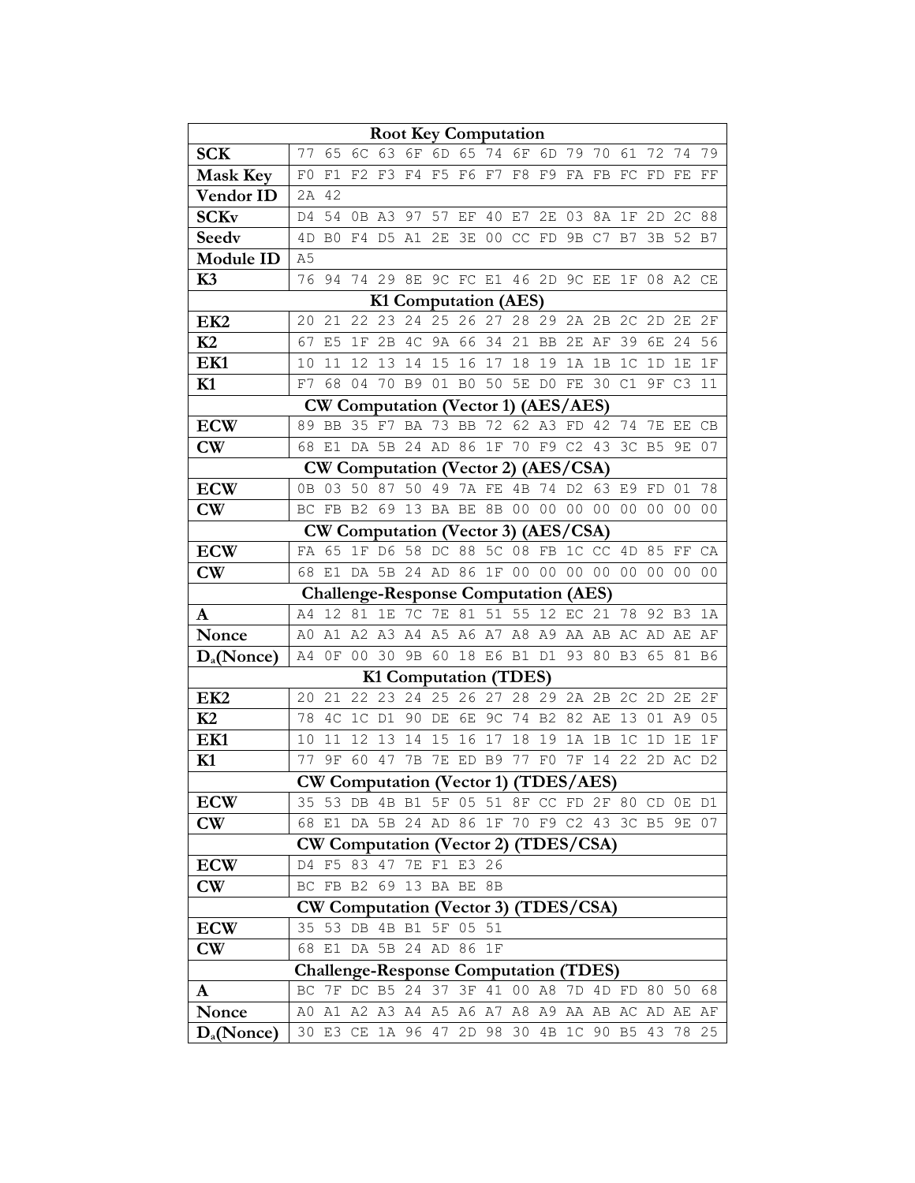| Root Key Computation | |
|---|---|
| **SCK** | 77 65 6C 63 6F 6D 65 74 6F 6D 79 70 61 72 74 79 |
| **Mask Key** | F0 F1 F2 F3 F4 F5 F6 F7 F8 F9 FA FB FC FD FE FF |
| **Vendor ID** | 2A 42 |
| **SCKv** | D4 54 0B A3 97 57 EF 40 E7 2E 03 8A 1F 2D 2C 88 |
| **Seedv** | 4D B0 F4 D5 A1 2E 3E 00 CC FD 9B C7 B7 3B 52 B7 |
| **Module ID** | A5 |
| **K3** | 76 94 74 29 8E 9C FC E1 46 2D 9C EE 1F 08 A2 CE |
| **K1 Computation (AES)** | |
| **EK2** | 20 21 22 23 24 25 26 27 28 29 2A 2B 2C 2D 2E 2F |
| **K2** | 67 E5 1F 2B 4C 9A 66 34 21 BB 2E AF 39 6E 24 56 |
| **EK1** | 10 11 12 13 14 15 16 17 18 19 1A 1B 1C 1D 1E 1F |
| **K1** | F7 68 04 70 B9 01 B0 50 5E D0 FE 30 C1 9F C3 11 |
| **CW Computation (Vector 1) (AES/AES)** | |
| **ECW** | 89 BB 35 F7 BA 73 BB 72 62 A3 FD 42 74 7E EE CB |
| **CW** | 68 E1 DA 5B 24 AD 86 1F 70 F9 C2 43 3C B5 9E 07 |
| **CW Computation (Vector 2) (AES/CSA)** | |
| **ECW** | 0B 03 50 87 50 49 7A FE 4B 74 D2 63 E9 FD 01 78 |
| **CW** | BC FB B2 69 13 BA BE 8B 00 00 00 00 00 00 00 00 |
| **CW Computation (Vector 3) (AES/CSA)** | |
| **ECW** | FA 65 1F D6 58 DC 88 5C 08 FB 1C CC 4D 85 FF CA |
| **CW** | 68 E1 DA 5B 24 AD 86 1F 00 00 00 00 00 00 00 00 |
| **Challenge-Response Computation (AES)** | |
| **A** | A4 12 81 1E 7C 7E 81 51 55 12 EC 21 78 92 B3 1A |
| **Nonce** | A0 A1 A2 A3 A4 A5 A6 A7 A8 A9 AA AB AC AD AE AF |
| **$D_a$(Nonce)** | A4 0F 00 30 9B 60 18 E6 B1 D1 93 80 B3 65 81 B6 |
| **K1 Computation (TDES)** | |
| **EK2** | 20 21 22 23 24 25 26 27 28 29 2A 2B 2C 2D 2E 2F |
| **K2** | 78 4C 1C D1 90 DE 6E 9C 74 B2 82 AE 13 01 A9 05 |
| **EK1** | 10 11 12 13 14 15 16 17 18 19 1A 1B 1C 1D 1E 1F |
| **K1** | 77 9F 60 47 7B 7E ED B9 77 F0 7F 14 22 2D AC D2 |
| **CW Computation (Vector 1) (TDES/AES)** | |
| **ECW** | 35 53 DB 4B B1 5F 05 51 8F CC FD 2F 80 CD 0E D1 |
| **CW** | 68 E1 DA 5B 24 AD 86 1F 70 F9 C2 43 3C B5 9E 07 |
| **CW Computation (Vector 2) (TDES/CSA)** | |
| **ECW** | D4 F5 83 47 7E F1 E3 26 |
| **CW** | BC FB B2 69 13 BA BE 8B |
| **CW Computation (Vector 3) (TDES/CSA)** | |
| **ECW** | 35 53 DB 4B B1 5F 05 51 |
| **CW** | 68 E1 DA 5B 24 AD 86 1F |
| **Challenge-Response Computation (TDES)** | |
| **A** | BC 7F DC B5 24 37 3F 41 00 A8 7D 4D FD 80 50 68 |
| **Nonce** | A0 A1 A2 A3 A4 A5 A6 A7 A8 A9 AA AB AC AD AE AF |
| **$D_a$(Nonce)** | 30 E3 CE 1A 96 47 2D 98 30 4B 1C 90 B5 43 78 25 |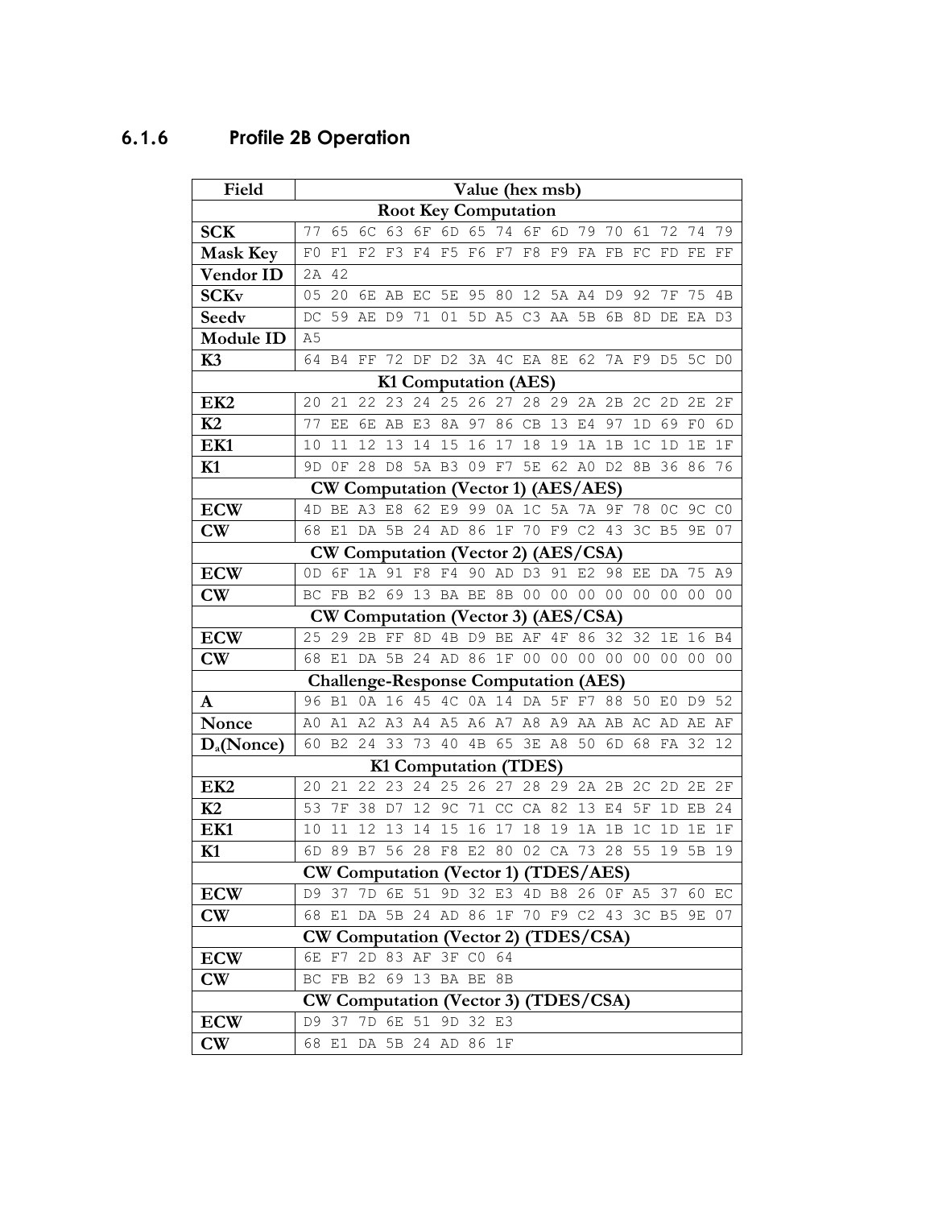### 6.1.6 Profile 2B Operation

| Field | Value (hex msb) |
|---|---|
| **Root Key Computation** | |
| **SCK** | 77 65 6C 63 6F 6D 65 74 6F 6D 79 70 61 72 74 79 |
| **Mask Key** | F0 F1 F2 F3 F4 F5 F6 F7 F8 F9 FA FB FC FD FE FF |
| **Vendor ID** | 2A 42 |
| **SCKv** | 05 20 6E AB EC 5E 95 80 12 5A A4 D9 92 7F 75 4B |
| **Seedv** | DC 59 AE D9 71 01 5D A5 C3 AA 5B 6B 8D DE EA D3 |
| **Module ID** | A5 |
| **K3** | 64 B4 FF 72 DF D2 3A 4C EA 8E 62 7A F9 D5 5C D0 |
| **K1 Computation (AES)** | |
| **EK2** | 20 21 22 23 24 25 26 27 28 29 2A 2B 2C 2D 2E 2F |
| **K2** | 77 EE 6E AB E3 8A 97 86 CB 13 E4 97 1D 69 F0 6D |
| **EK1** | 10 11 12 13 14 15 16 17 18 19 1A 1B 1C 1D 1E 1F |
| **K1** | 9D 0F 28 D8 5A B3 09 F7 5E 62 A0 D2 8B 36 86 76 |
| **CW Computation (Vector 1) (AES/AES)** | |
| **ECW** | 4D BE A3 E8 62 E9 99 0A 1C 5A 7A 9F 78 0C 9C C0 |
| **CW** | 68 E1 DA 5B 24 AD 86 1F 70 F9 C2 43 3C B5 9E 07 |
| **CW Computation (Vector 2) (AES/CSA)** | |
| **ECW** | 0D 6F 1A 91 F8 F4 90 AD D3 91 E2 98 EE DA 75 A9 |
| **CW** | BC FB B2 69 13 BA BE 8B 00 00 00 00 00 00 00 00 |
| **CW Computation (Vector 3) (AES/CSA)** | |
| **ECW** | 25 29 2B FF 8D 4B D9 BE AF 4F 86 32 32 1E 16 B4 |
| **CW** | 68 E1 DA 5B 24 AD 86 1F 00 00 00 00 00 00 00 00 |
| **Challenge-Response Computation (AES)** | |
| **A** | 96 B1 0A 16 45 4C 0A 14 DA 5F F7 88 50 E0 D9 52 |
| **Nonce** | A0 A1 A2 A3 A4 A5 A6 A7 A8 A9 AA AB AC AD AE AF |
| **$D_a$(Nonce)** | 60 B2 24 33 73 40 4B 65 3E A8 50 6D 68 FA 32 12 |
| **K1 Computation (TDES)** | |
| **EK2** | 20 21 22 23 24 25 26 27 28 29 2A 2B 2C 2D 2E 2F |
| **K2** | 53 7F 38 D7 12 9C 71 CC CA 82 13 E4 5F 1D EB 24 |
| **EK1** | 10 11 12 13 14 15 16 17 18 19 1A 1B 1C 1D 1E 1F |
| **K1** | 6D 89 B7 56 28 F8 E2 80 02 CA 73 28 55 19 5B 19 |
| **CW Computation (Vector 1) (TDES/AES)** | |
| **ECW** | D9 37 7D 6E 51 9D 32 E3 4D B8 26 0F A5 37 60 EC |
| **CW** | 68 E1 DA 5B 24 AD 86 1F 70 F9 C2 43 3C B5 9E 07 |
| **CW Computation (Vector 2) (TDES/CSA)** | |
| **ECW** | 6E F7 2D 83 AF 3F C0 64 |
| **CW** | BC FB B2 69 13 BA BE 8B |
| **CW Computation (Vector 3) (TDES/CSA)** | |
| **ECW** | D9 37 7D 6E 51 9D 32 E3 |
| **CW** | 68 E1 DA 5B 24 AD 86 1F |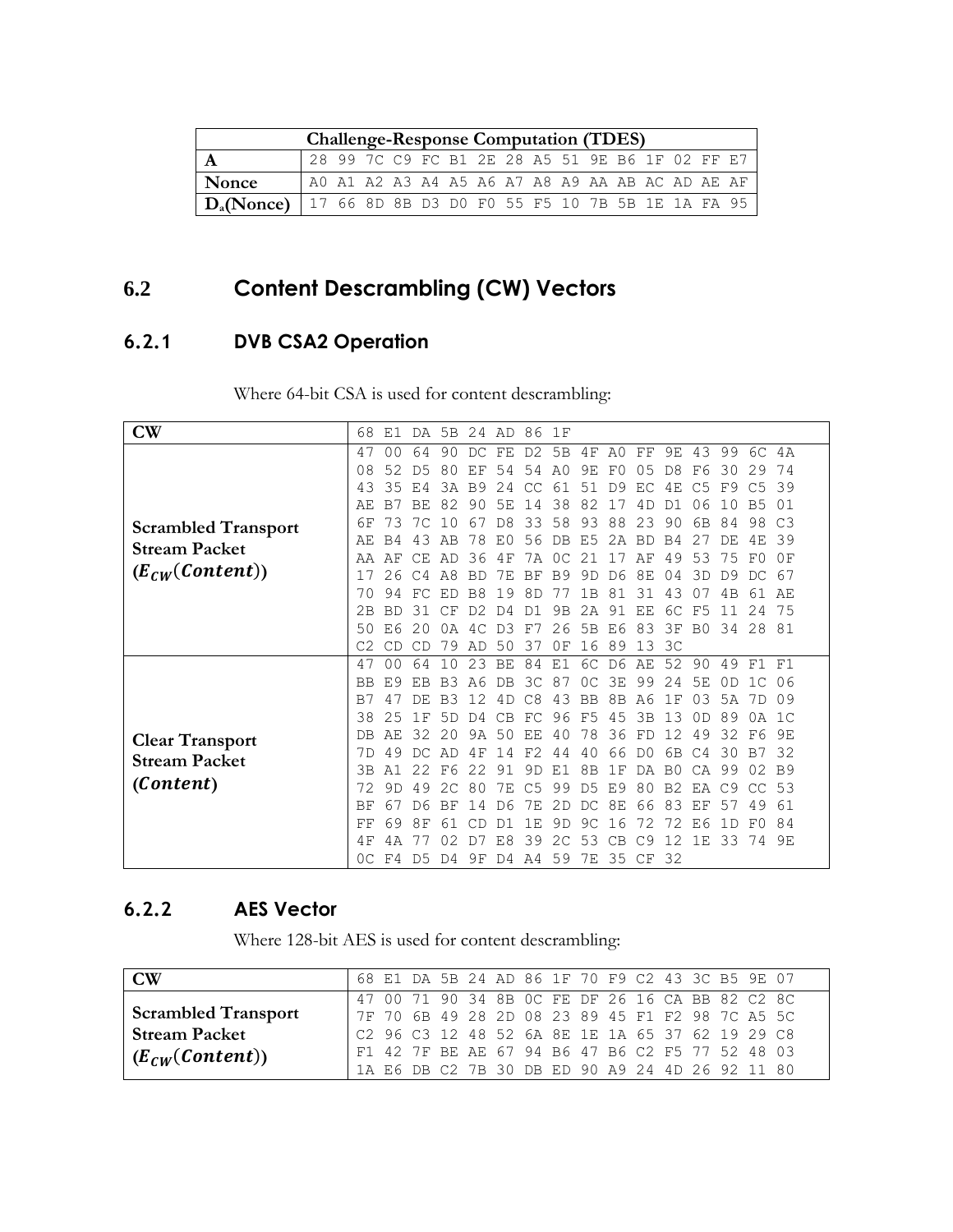| Challenge-Response Computation (TDES) | |
|---|---|
| **A** | 28 99 7C C9 FC B1 2E 28 A5 51 9E B6 1F 02 FF E7 |
| **Nonce** | A0 A1 A2 A3 A4 A5 A6 A7 A8 A9 AA AB AC AD AE AF |
| **$D_a$(Nonce)** | 17 66 8D 8B D3 D0 F0 55 F5 10 7B 5B 1E 1A FA 95 |

## 6.2 Content Descrambling (CW) Vectors

### 6.2.1 DVB CSA2 Operation

Where 64-bit CSA is used for content descrambling:

| **CW** | 68 E1 DA 5B 24 AD 86 1F |
|---|---|
| **Scrambled Transport Stream Packet ($E_{CW}(Content)$)** | 47 00 64 90 DC FE D2 5B 4F A0 FF 9E 43 99 6C 4A 08 52 D5 80 EF 54 54 A0 9E F0 05 D8 F6 30 29 74 43 35 E4 3A B9 24 CC 61 51 D9 EC 4E C5 F9 C5 39 AE B7 BE 82 90 5E 14 38 82 17 4D D1 06 10 B5 01 6F 73 7C 10 67 D8 33 58 93 88 23 90 6B 84 98 C3 AE B4 43 AB 78 E0 56 DB E5 2A BD B4 27 DE 4E 39 AA AF CE AD 36 4F 7A 0C 21 17 AF 49 53 75 F0 0F 17 26 C4 A8 BD 7E BF B9 9D D6 8E 04 3D D9 DC 67 70 94 FC ED B8 19 8D 77 1B 81 31 43 07 4B 61 AE 2B BD 31 CF D2 D4 D1 9B 2A 91 EE 6C F5 11 24 75 50 E6 20 0A 4C D3 F7 26 5B E6 83 3F B0 34 28 81 C2 CD CD 79 AD 50 37 0F 16 89 13 3C |
| **Clear Transport Stream Packet ($Content$)** | 47 00 64 10 23 BE 84 E1 6C D6 AE 52 90 49 F1 F1 BB E9 EB B3 A6 DB 3C 87 0C 3E 99 24 5E 0D 1C 06 B7 47 DE B3 12 4D C8 43 BB 8B A6 1F 03 5A 7D 09 38 25 1F 5D D4 CB FC 96 F5 45 3B 13 0D 89 0A 1C DB AE 32 20 9A 50 EE 40 78 36 FD 12 49 32 F6 9E 7D 49 DC AD 4F 14 F2 44 40 66 D0 6B C4 30 B7 32 3B A1 22 F6 22 91 9D E1 8B 1F DA B0 CA 99 02 B9 72 9D 49 2C 80 7E C5 99 D5 E9 80 B2 EA C9 CC 53 BF 67 D6 BF 14 D6 7E 2D DC 8E 66 83 EF 57 49 61 FF 69 8F 61 CD D1 1E 9D 9C 16 72 72 E6 1D F0 84 4F 4A 77 02 D7 E8 39 2C 53 CB C9 12 1E 33 74 9E 0C F4 D5 D4 9F D4 A4 59 7E 35 CF 32 |

### 6.2.2 AES Vector

Where 128-bit AES is used for content descrambling:

| **CW** | 68 E1 DA 5B 24 AD 86 1F 70 F9 C2 43 3C B5 9E 07 |
|---|---|
| **Scrambled Transport Stream Packet ($E_{CW}(Content)$)** | 47 00 71 90 34 8B 0C FE DF 26 16 CA BB 82 C2 8C 7F 70 6B 49 28 2D 08 23 89 45 F1 F2 98 7C A5 5C C2 96 C3 12 48 52 6A 8E 1E 1A 65 37 62 19 29 C8 F1 42 7F BE AE 67 94 B6 47 B6 C2 F5 77 52 48 03 1A E6 DB C2 7B 30 DB ED 90 A9 24 4D 26 92 11 80 |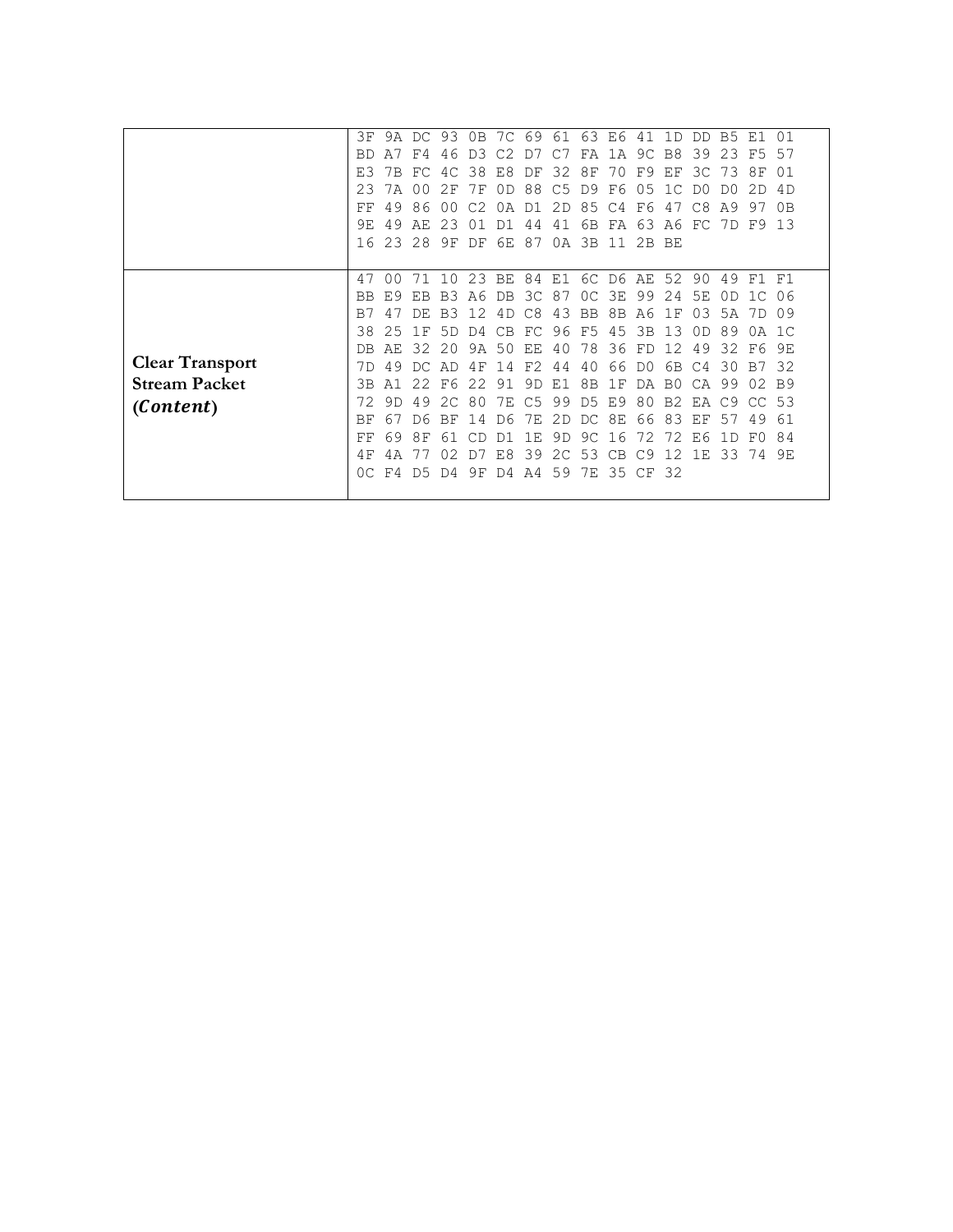| | |
|---|---|
| | 3F 9A DC 93 0B 7C 69 61 63 E6 41 1D DD B5 E1 01<br>BD A7 F4 46 D3 C2 D7 C7 FA 1A 9C B8 39 23 F5 57<br>E3 7B FC 4C 38 E8 DF 32 8F 70 F9 EF 3C 73 8F 01<br>23 7A 00 2F 7F 0D 88 C5 D9 F6 05 1C D0 D0 2D 4D<br>FF 49 86 00 C2 0A D1 2D 85 C4 F6 47 C8 A9 97 0B<br>9E 49 AE 23 01 D1 44 41 6B FA 63 A6 FC 7D F9 13<br>16 23 28 9F DF 6E 87 0A 3B 11 2B BE |
| **Clear Transport Stream Packet (*Content*)** | 47 00 71 10 23 BE 84 E1 6C D6 AE 52 90 49 F1 F1<br>BB E9 EB B3 A6 DB 3C 87 0C 3E 99 24 5E 0D 1C 06<br>B7 47 DE B3 12 4D C8 43 BB 8B A6 1F 03 5A 7D 09<br>38 25 1F 5D D4 CB FC 96 F5 45 3B 13 0D 89 0A 1C<br>DB AE 32 20 9A 50 EE 40 78 36 FD 12 49 32 F6 9E<br>7D 49 DC AD 4F 14 F2 44 40 66 D0 6B C4 30 B7 32<br>3B A1 22 F6 22 91 9D E1 8B 1F DA B0 CA 99 02 B9<br>72 9D 49 2C 80 7E C5 99 D5 E9 80 B2 EA C9 CC 53<br>BF 67 D6 BF 14 D6 7E 2D DC 8E 66 83 EF 57 49 61<br>FF 69 8F 61 CD D1 1E 9D 9C 16 72 72 E6 1D F0 84<br>4F 4A 77 02 D7 E8 39 2C 53 CB C9 12 1E 33 74 9E<br>0C F4 D5 D4 9F D4 A4 59 7E 35 CF 32 |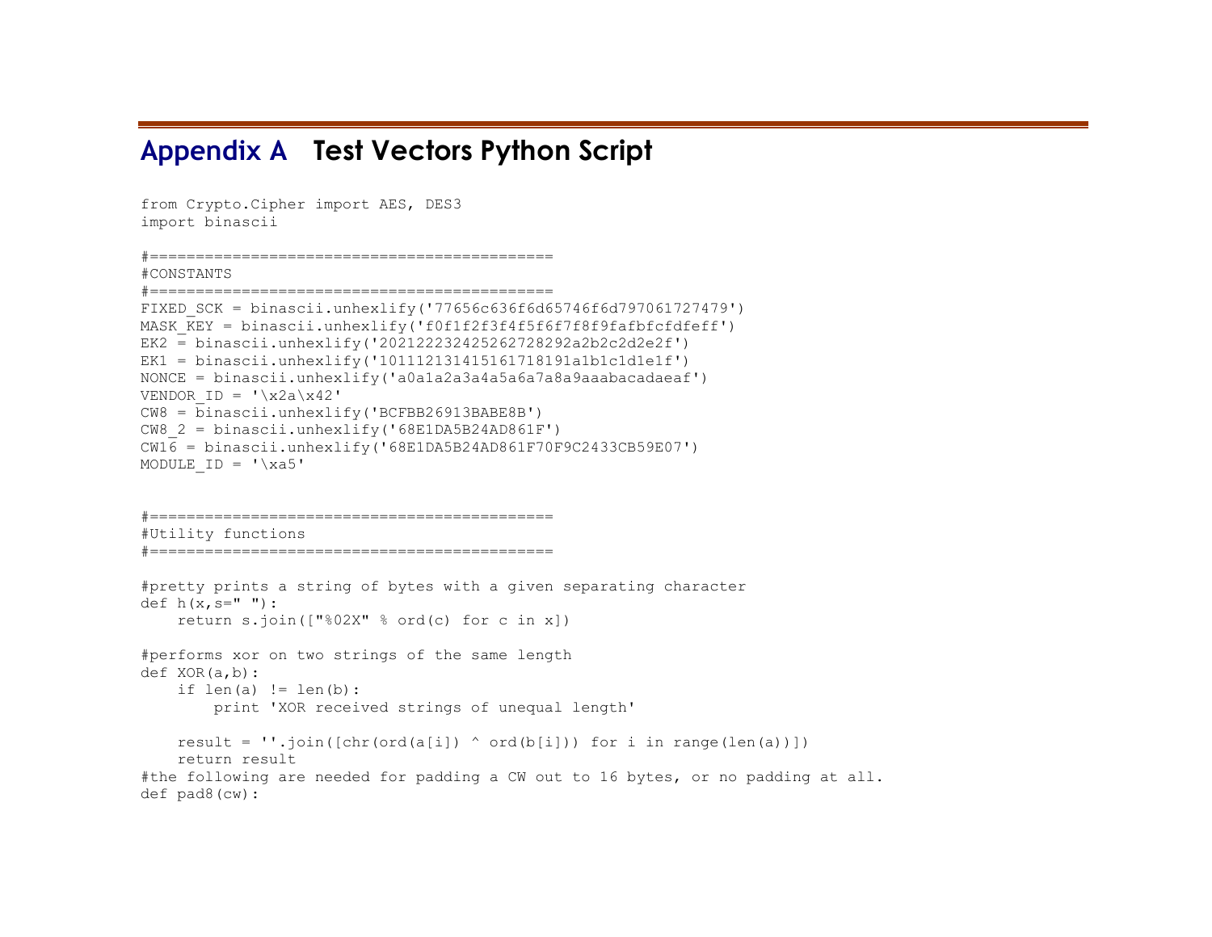# Appendix A Test Vectors Python Script

```
from Crypto.Cipher import AES, DES3
import binascii

#============================================
#CONSTANTS
#============================================
FIXED_SCK = binascii.unhexlify('77656c636f6d65746f6d797061727479')
MASK_KEY = binascii.unhexlify('f0f1f2f3f4f5f6f7f8f9fafbfcfdfeff')
EK2 = binascii.unhexlify('202122232425262728292a2b2c2d2e2f')
EK1 = binascii.unhexlify('101112131415161718191a1b1c1d1e1f')
NONCE = binascii.unhexlify('a0a1a2a3a4a5a6a7a8a9aaabacadaeaf')
VENDOR_ID = '\x2a\x42'
CW8 = binascii.unhexlify('BCFBB26913BABE8B')
CW8_2 = binascii.unhexlify('68E1DA5B24AD861F')
CW16 = binascii.unhexlify('68E1DA5B24AD861F70F9C2433CB59E07')
MODULE_ID = '\xa5'


#============================================
#Utility functions
#============================================

#pretty prints a string of bytes with a given separating character
def h(x,s=" "):
    return s.join(["%02X" % ord(c) for c in x])

#performs xor on two strings of the same length
def XOR(a,b):
    if len(a) != len(b):
        print 'XOR received strings of unequal length'

    result = ''.join([chr(ord(a[i]) ^ ord(b[i])) for i in range(len(a))])
    return result
#the following are needed for padding a CW out to 16 bytes, or no padding at all.
def pad8(cw):
```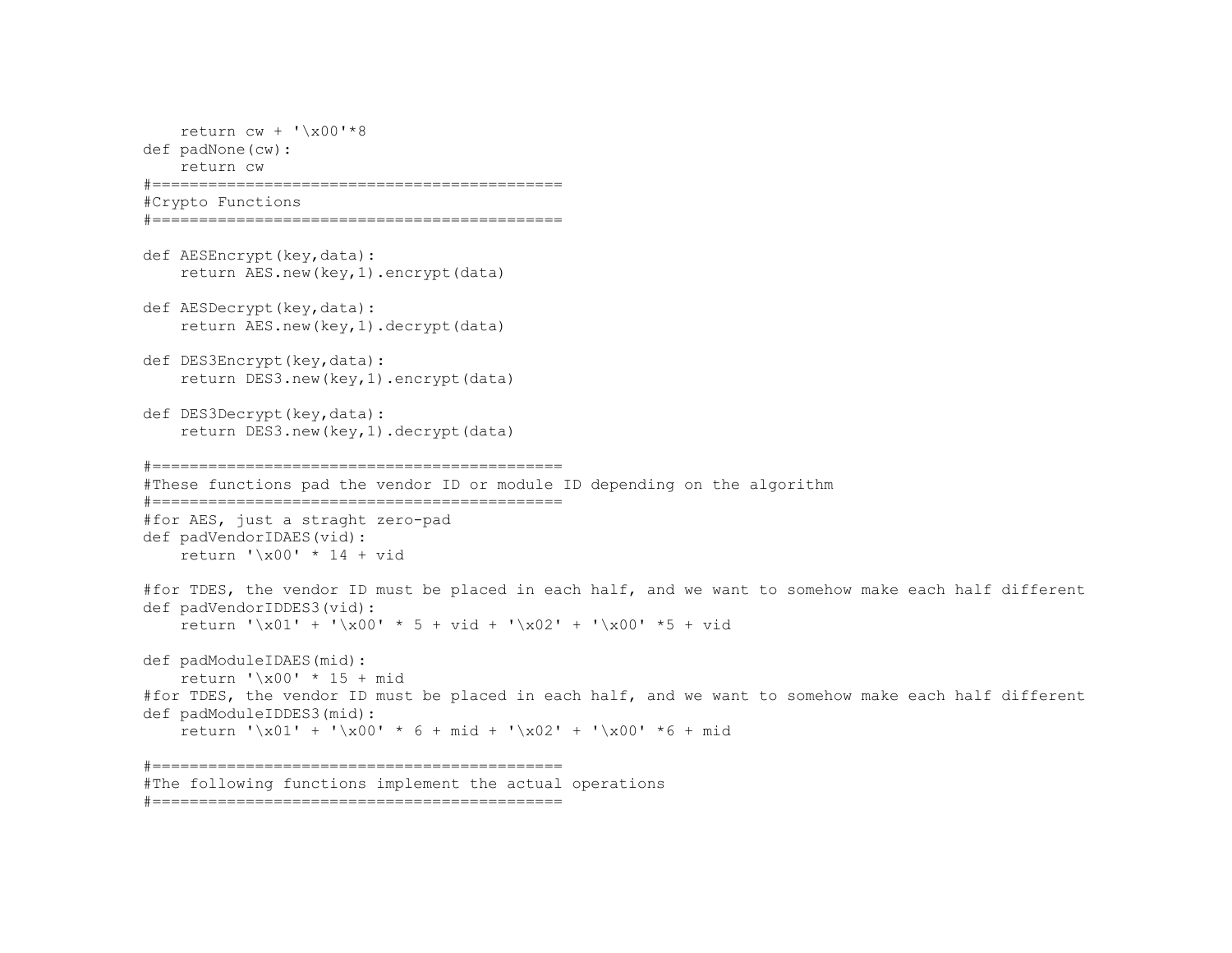```
    return cw + '\x00'*8
def padNone(cw):
    return cw
#============================================
#Crypto Functions
#============================================

def AESEncrypt(key,data):
    return AES.new(key,1).encrypt(data)

def AESDecrypt(key,data):
    return AES.new(key,1).decrypt(data)

def DES3Encrypt(key,data):
    return DES3.new(key,1).encrypt(data)

def DES3Decrypt(key,data):
    return DES3.new(key,1).decrypt(data)

#============================================
#These functions pad the vendor ID or module ID depending on the algorithm
#============================================
#for AES, just a straght zero-pad
def padVendorIDAES(vid):
    return '\x00' * 14 + vid

#for TDES, the vendor ID must be placed in each half, and we want to somehow make each half different
def padVendorIDDES3(vid):
    return '\x01' + '\x00' * 5 + vid + '\x02' + '\x00' *5 + vid

def padModuleIDAES(mid):
    return '\x00' * 15 + mid
#for TDES, the vendor ID must be placed in each half, and we want to somehow make each half different
def padModuleIDDES3(mid):
    return '\x01' + '\x00' * 6 + mid + '\x02' + '\x00' *6 + mid

#============================================
#The following functions implement the actual operations
#============================================
```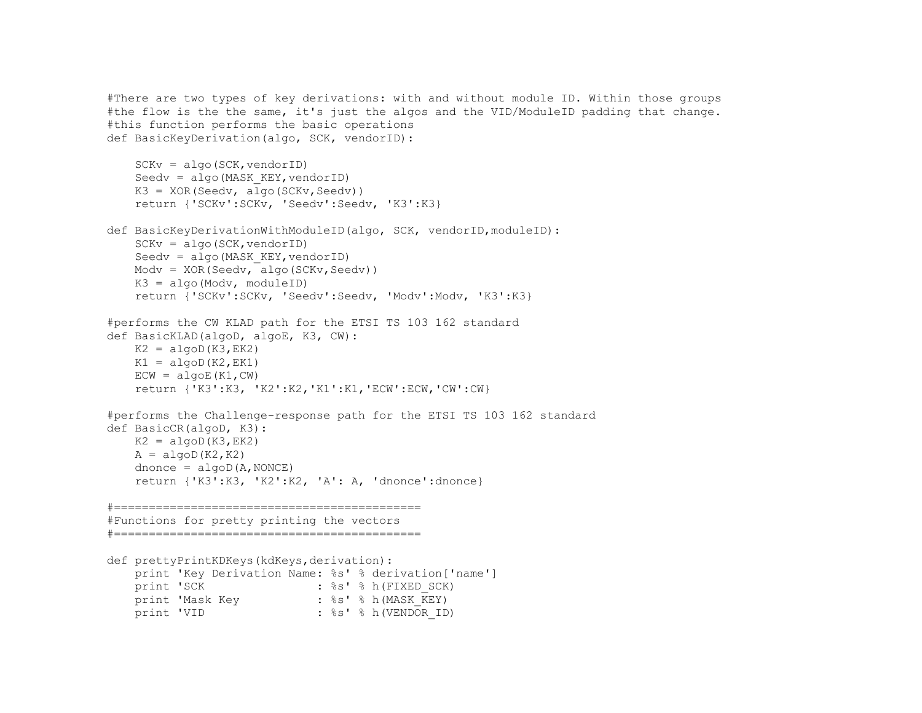```
#There are two types of key derivations: with and without module ID. Within those groups
#the flow is the the same, it's just the algos and the VID/ModuleID padding that change.
#this function performs the basic operations
def BasicKeyDerivation(algo, SCK, vendorID):

    SCKv = algo(SCK,vendorID)
    Seedv = algo(MASK_KEY,vendorID)
    K3 = XOR(Seedv, algo(SCKv,Seedv))
    return {'SCKv':SCKv, 'Seedv':Seedv, 'K3':K3}

def BasicKeyDerivationWithModuleID(algo, SCK, vendorID,moduleID):
    SCKv = algo(SCK,vendorID)
    Seedv = algo(MASK_KEY,vendorID)
    Modv = XOR(Seedv, algo(SCKv,Seedv))
    K3 = algo(Modv, moduleID)
    return {'SCKv':SCKv, 'Seedv':Seedv, 'Modv':Modv, 'K3':K3}

#performs the CW KLAD path for the ETSI TS 103 162 standard
def BasicKLAD(algoD, algoE, K3, CW):
    K2 = algoD(K3,EK2)
    K1 = algoD(K2,EK1)
    ECW = algoE(K1,CW)
    return {'K3':K3, 'K2':K2,'K1':K1,'ECW':ECW,'CW':CW}

#performs the Challenge-response path for the ETSI TS 103 162 standard
def BasicCR(algoD, K3):
    K2 = algoD(K3,EK2)
    A = algoD(K2,K2)
    dnonce = algoD(A,NONCE)
    return {'K3':K3, 'K2':K2, 'A': A, 'dnonce':dnonce}

#============================================
#Functions for pretty printing the vectors
#============================================

def prettyPrintKDKeys(kdKeys,derivation):
    print 'Key Derivation Name: %s' % derivation['name']
    print 'SCK                : %s' % h(FIXED_SCK)
    print 'Mask Key           : %s' % h(MASK_KEY)
    print 'VID                : %s' % h(VENDOR_ID)
```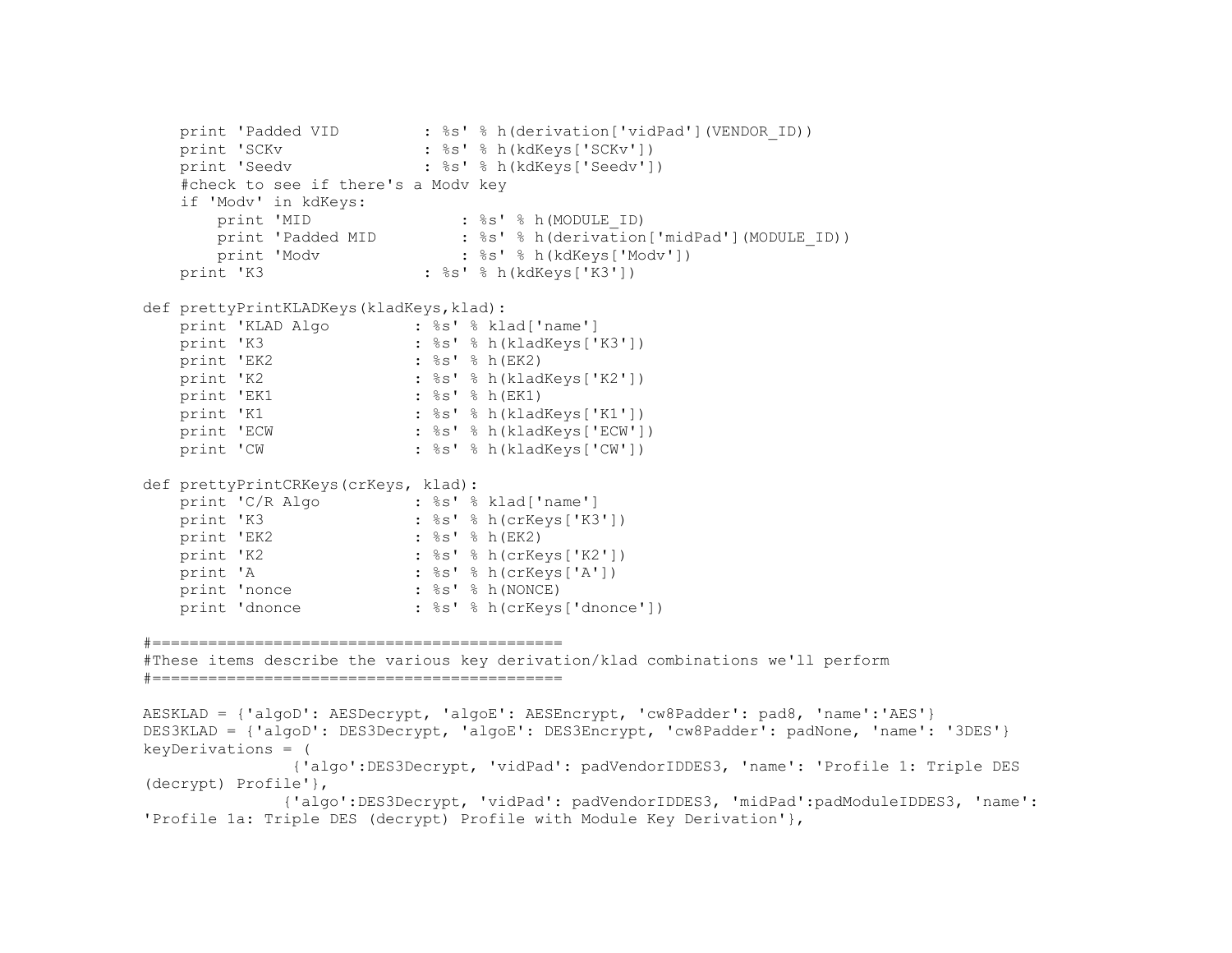```python
    print 'Padded VID         : %s' % h(derivation['vidPad'](VENDOR_ID))
    print 'SCKv               : %s' % h(kdKeys['SCKv'])
    print 'Seedv              : %s' % h(kdKeys['Seedv'])
    #check to see if there's a Modv key
    if 'Modv' in kdKeys:
        print 'MID                : %s' % h(MODULE_ID)
        print 'Padded MID         : %s' % h(derivation['midPad'](MODULE_ID))
        print 'Modv               : %s' % h(kdKeys['Modv'])
    print 'K3                 : %s' % h(kdKeys['K3'])

def prettyPrintKLADKeys(kladKeys,klad):
    print 'KLAD Algo         : %s' % klad['name']
    print 'K3                : %s' % h(kladKeys['K3'])
    print 'EK2               : %s' % h(EK2)
    print 'K2                : %s' % h(kladKeys['K2'])
    print 'EK1               : %s' % h(EK1)
    print 'K1                : %s' % h(kladKeys['K1'])
    print 'ECW               : %s' % h(kladKeys['ECW'])
    print 'CW                : %s' % h(kladKeys['CW'])

def prettyPrintCRKeys(crKeys, klad):
    print 'C/R Algo          : %s' % klad['name']
    print 'K3                : %s' % h(crKeys['K3'])
    print 'EK2               : %s' % h(EK2)
    print 'K2                : %s' % h(crKeys['K2'])
    print 'A                 : %s' % h(crKeys['A'])
    print 'nonce             : %s' % h(NONCE)
    print 'dnonce            : %s' % h(crKeys['dnonce'])

#============================================
#These items describe the various key derivation/klad combinations we'll perform
#============================================

AESKLAD = {'algoD': AESDecrypt, 'algoE': AESEncrypt, 'cw8Padder': pad8, 'name':'AES'}
DES3KLAD = {'algoD': DES3Decrypt, 'algoE': DES3Encrypt, 'cw8Padder': padNone, 'name': '3DES'}
keyDerivations = (
                {'algo':DES3Decrypt, 'vidPad': padVendorIDDES3, 'name': 'Profile 1: Triple DES
(decrypt) Profile'},
               {'algo':DES3Decrypt, 'vidPad': padVendorIDDES3, 'midPad':padModuleIDDES3, 'name':
'Profile 1a: Triple DES (decrypt) Profile with Module Key Derivation'},
```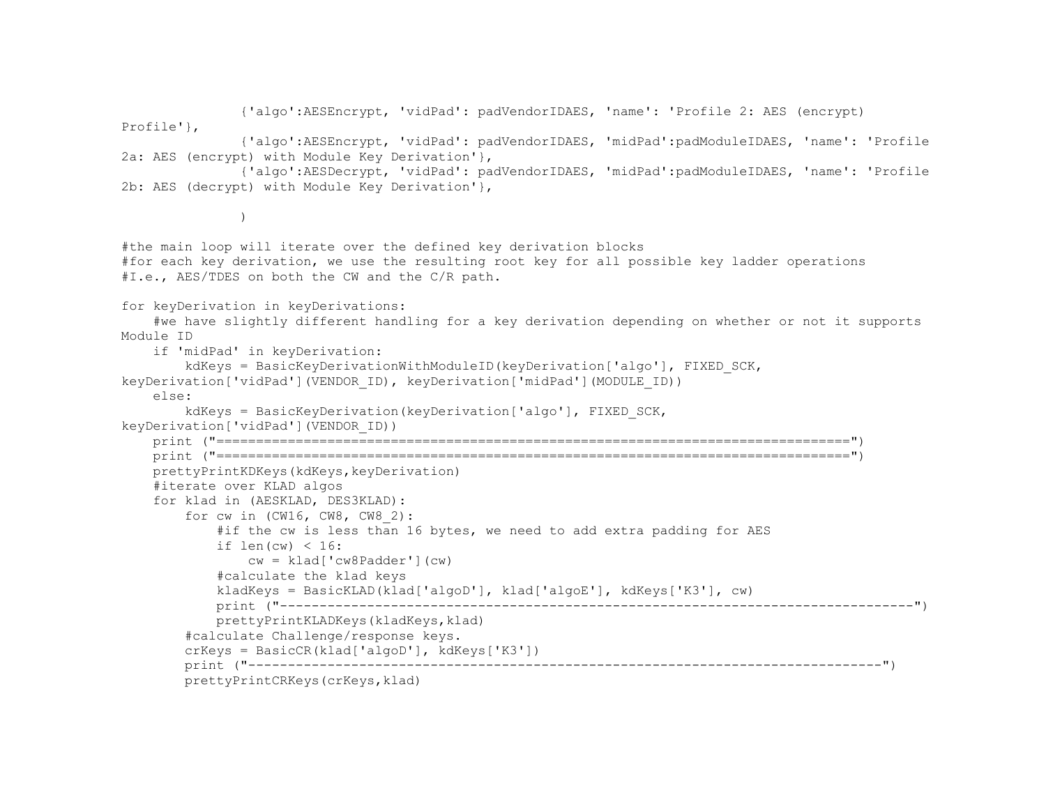```
                {'algo':AESEncrypt, 'vidPad': padVendorIDAES, 'name': 'Profile 2: AES (encrypt)
Profile'},
                {'algo':AESEncrypt, 'vidPad': padVendorIDAES, 'midPad':padModuleIDAES, 'name': 'Profile
2a: AES (encrypt) with Module Key Derivation'},
                {'algo':AESDecrypt, 'vidPad': padVendorIDAES, 'midPad':padModuleIDAES, 'name': 'Profile
2b: AES (decrypt) with Module Key Derivation'},

                )

#the main loop will iterate over the defined key derivation blocks
#for each key derivation, we use the resulting root key for all possible key ladder operations
#I.e., AES/TDES on both the CW and the C/R path.

for keyDerivation in keyDerivations:
    #we have slightly different handling for a key derivation depending on whether or not it supports
Module ID
    if 'midPad' in keyDerivation:
        kdKeys = BasicKeyDerivationWithModuleID(keyDerivation['algo'], FIXED_SCK,
keyDerivation['vidPad'](VENDOR_ID), keyDerivation['midPad'](MODULE_ID))
    else:
        kdKeys = BasicKeyDerivation(keyDerivation['algo'], FIXED_SCK,
keyDerivation['vidPad'](VENDOR_ID))
    print ("===============================================================================")
    print ("===============================================================================")
    prettyPrintKDKeys(kdKeys,keyDerivation)
    #iterate over KLAD algos
    for klad in (AESKLAD, DES3KLAD):
        for cw in (CW16, CW8, CW8_2):
            #if the cw is less than 16 bytes, we need to add extra padding for AES
            if len(cw) < 16:
                cw = klad['cw8Padder'](cw)
            #calculate the klad keys
            kladKeys = BasicKLAD(klad['algoD'], klad['algoE'], kdKeys['K3'], cw)
            print ("-------------------------------------------------------------------------------")
            prettyPrintKLADKeys(kladKeys,klad)
        #calculate Challenge/response keys.
        crKeys = BasicCR(klad['algoD'], kdKeys['K3'])
        print ("-------------------------------------------------------------------------------")
        prettyPrintCRKeys(crKeys,klad)
```